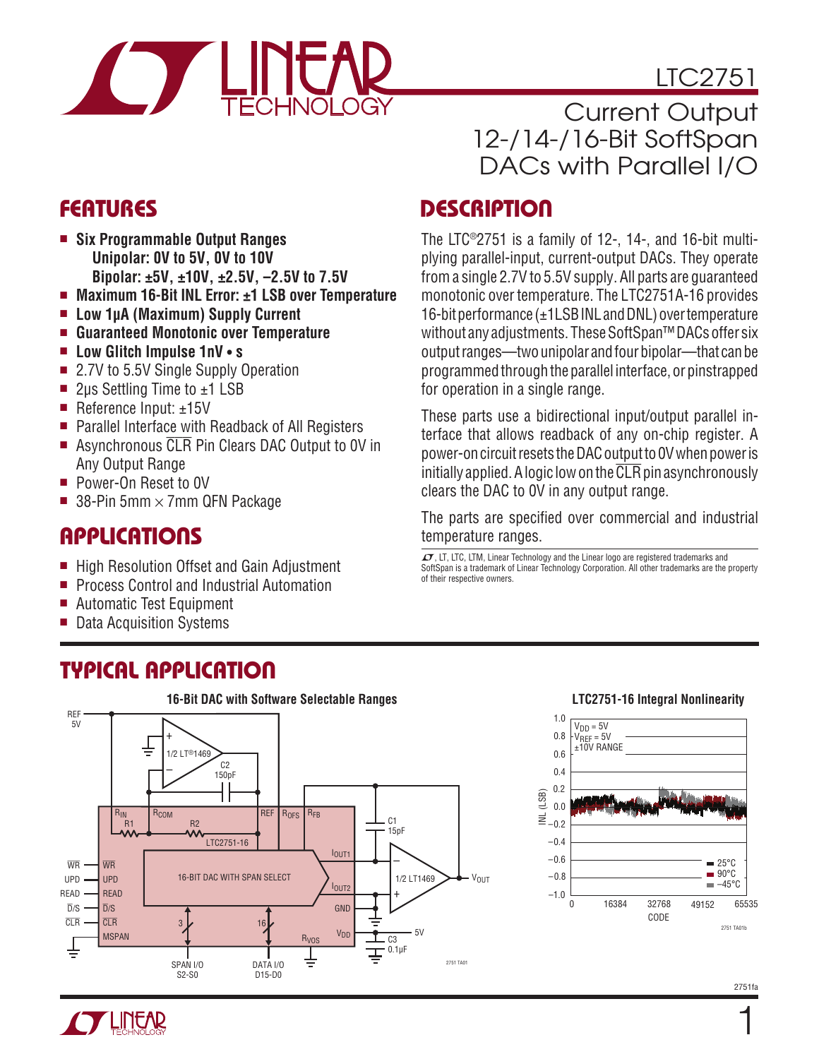# LTC2751

## Current Output 12-/14-/16-Bit SoftSpan DACs with Parallel I/O

## FEATURES

- **Six Programmable Output Ranges**
  **Unipolar: 0V to 5V, 0V to 10V**
  **Bipolar: ±5V, ±10V, ±2.5V, –2.5V to 7.5V**
- **Maximum 16-Bit INL Error: ±1 LSB over Temperature**
- **Low 1µA (Maximum) Supply Current**
- **Guaranteed Monotonic over Temperature**
- **Low Glitch Impulse 1nV • s**
- 2.7V to 5.5V Single Supply Operation
- 2µs Settling Time to ±1 LSB
- Reference Input: ±15V
- Parallel Interface with Readback of All Registers
- Asynchronous CLR Pin Clears DAC Output to 0V in Any Output Range
- Power-On Reset to 0V
- 38-Pin 5mm × 7mm QFN Package

## APPLICATIONS

- High Resolution Offset and Gain Adjustment
- Process Control and Industrial Automation
- Automatic Test Equipment
- Data Acquisition Systems

## DESCRIPTION

The LTC®2751 is a family of 12-, 14-, and 16-bit multiplying parallel-input, current-output DACs. They operate from a single 2.7V to 5.5V supply. All parts are guaranteed monotonic over temperature. The LTC2751A-16 provides 16-bit performance (±1LSB INL and DNL) over temperature without any adjustments. These SoftSpan™ DACs offer six output ranges—two unipolar and four bipolar—that can be programmed through the parallel interface, or pinstrapped for operation in a single range.

These parts use a bidirectional input/output parallel interface that allows readback of any on-chip register. A power-on circuit resets the DAC output to 0V when power is initially applied. A logic low on the CLR pin asynchronously clears the DAC to 0V in any output range.

The parts are specified over commercial and industrial temperature ranges.

LT, LTC, LTM, Linear Technology and the Linear logo are registered trademarks and SoftSpan is a trademark of Linear Technology Corporation. All other trademarks are the property of their respective owners.

## TYPICAL APPLICATION

**16-Bit DAC with Software Selectable Ranges**

**LTC2751-16 Integral Nonlinearity**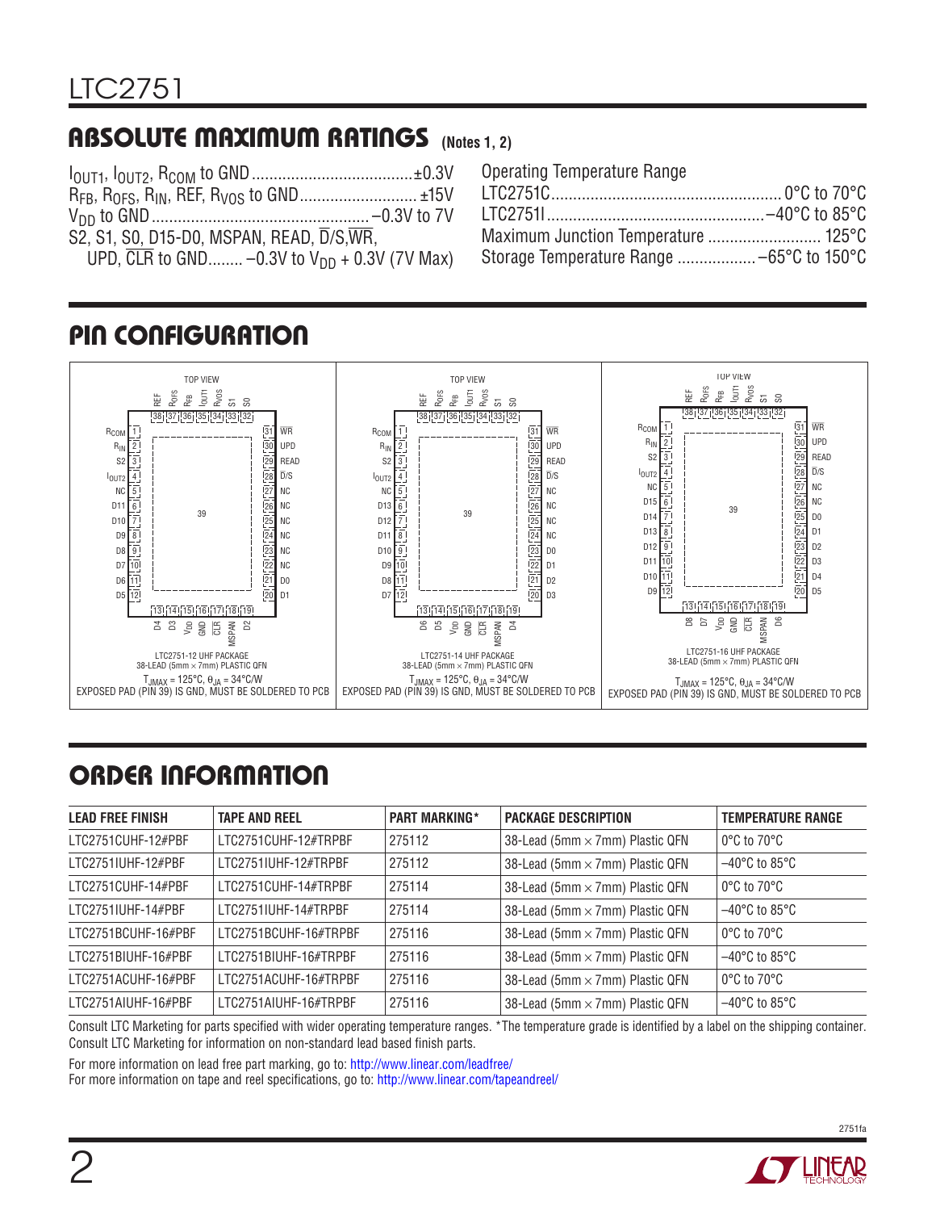## ABSOLUTE MAXIMUM RATINGS (Notes 1, 2)

$I_{OUT1}$, $I_{OUT2}$, $R_{COM}$ to GND ....................................±0.3V
$R_{FB}$, $R_{OFS}$, $R_{IN}$, REF, $R_{VOS}$ to GND.......................... ±15V
$V_{DD}$ to GND................................................ –0.3V to 7V
S2, S1, S0, D15-D0, MSPAN, READ, $\overline{D}$/S, $\overline{WR}$, UPD, $\overline{CLR}$ to GND........ –0.3V to $V_{DD}$ + 0.3V (7V Max)

Operating Temperature Range
LTC2751C.................................................... 0°C to 70°C
LTC2751I................................................ –40°C to 85°C
Maximum Junction Temperature .......................... 125°C
Storage Temperature Range .................. –65°C to 150°C

## PIN CONFIGURATION

**LTC2751-12 UHF PACKAGE** — 38-LEAD (5mm × 7mm) PLASTIC QFN (TOP VIEW)
Pins: 1 $R_{COM}$, 2 $R_{IN}$, 3 S2, 4 $I_{OUT2}$, 5 NC, 6 D11, 7 D10, 8 D9, 9 D8, 10 D7, 11 D6, 12 D5, 13 D4, 14 D3, 15 $V_{DD}$, 16 GND, 17 $\overline{CLR}$, 18 MSPAN, 19 D2, 20 D1, 21 D0, 22 NC, 23 NC, 24 NC, 25 NC, 26 NC, 27 NC, 28 $\overline{D}$/S, 29 READ, 30 UPD, 31 $\overline{WR}$, 32 S0, 33 S1, 34 $R_{VOS}$, 35 $I_{OUT1}$, 36 $R_{FB}$, 37 $R_{OFS}$, 38 REF, 39 (exposed pad)
$T_{JMAX}$ = 125°C, $\theta_{JA}$ = 34°C/W
EXPOSED PAD (PIN 39) IS GND, MUST BE SOLDERED TO PCB

**LTC2751-14 UHF PACKAGE** — 38-LEAD (5mm × 7mm) PLASTIC QFN (TOP VIEW)
Pins: 1 $R_{COM}$, 2 $R_{IN}$, 3 S2, 4 $I_{OUT2}$, 5 NC, 6 D13, 7 D12, 8 D11, 9 D10, 10 D9, 11 D8, 12 D7, 13 D6, 14 D5, 15 $V_{DD}$, 16 GND, 17 $\overline{CLR}$, 18 MSPAN, 19 D4, 20 D3, 21 D2, 22 D1, 23 D0, 24 NC, 25 NC, 26 NC, 27 NC, 28 $\overline{D}$/S, 29 READ, 30 UPD, 31 $\overline{WR}$, 32 S0, 33 S1, 34 $R_{VOS}$, 35 $I_{OUT1}$, 36 $R_{FB}$, 37 $R_{OFS}$, 38 REF, 39 (exposed pad)
$T_{JMAX}$ = 125°C, $\theta_{JA}$ = 34°C/W
EXPOSED PAD (PIN 39) IS GND, MUST BE SOLDERED TO PCB

**LTC2751-16 UHF PACKAGE** — 38-LEAD (5mm × 7mm) PLASTIC QFN (TOP VIEW)
Pins: 1 $R_{COM}$, 2 $R_{IN}$, 3 S2, 4 $I_{OUT2}$, 5 NC, 6 D15, 7 D14, 8 D13, 9 D12, 10 D11, 11 D10, 12 D9, 13 D8, 14 D7, 15 $V_{DD}$, 16 GND, 17 $\overline{CLR}$, 18 MSPAN, 19 D6, 20 D5, 21 D4, 22 D3, 23 D2, 24 D1, 25 D0, 26 NC, 27 NC, 28 $\overline{D}$/S, 29 READ, 30 UPD, 31 $\overline{WR}$, 32 S0, 33 S1, 34 $R_{VOS}$, 35 $I_{OUT1}$, 36 $R_{FB}$, 37 $R_{OFS}$, 38 REF, 39 (exposed pad)
$T_{JMAX}$ = 125°C, $\theta_{JA}$ = 34°C/W
EXPOSED PAD (PIN 39) IS GND, MUST BE SOLDERED TO PCB

## ORDER INFORMATION

| LEAD FREE FINISH | TAPE AND REEL | PART MARKING* | PACKAGE DESCRIPTION | TEMPERATURE RANGE |
|---|---|---|---|---|
| LTC2751CUHF-12#PBF | LTC2751CUHF-12#TRPBF | 275112 | 38-Lead (5mm × 7mm) Plastic QFN | 0°C to 70°C |
| LTC2751IUHF-12#PBF | LTC2751IUHF-12#TRPBF | 275112 | 38-Lead (5mm × 7mm) Plastic QFN | –40°C to 85°C |
| LTC2751CUHF-14#PBF | LTC2751CUHF-14#TRPBF | 275114 | 38-Lead (5mm × 7mm) Plastic QFN | 0°C to 70°C |
| LTC2751IUHF-14#PBF | LTC2751IUHF-14#TRPBF | 275114 | 38-Lead (5mm × 7mm) Plastic QFN | –40°C to 85°C |
| LTC2751BCUHF-16#PBF | LTC2751BCUHF-16#TRPBF | 275116 | 38-Lead (5mm × 7mm) Plastic QFN | 0°C to 70°C |
| LTC2751BIUHF-16#PBF | LTC2751BIUHF-16#TRPBF | 275116 | 38-Lead (5mm × 7mm) Plastic QFN | –40°C to 85°C |
| LTC2751ACUHF-16#PBF | LTC2751ACUHF-16#TRPBF | 275116 | 38-Lead (5mm × 7mm) Plastic QFN | 0°C to 70°C |
| LTC2751AIUHF-16#PBF | LTC2751AIUHF-16#TRPBF | 275116 | 38-Lead (5mm × 7mm) Plastic QFN | –40°C to 85°C |

Consult LTC Marketing for parts specified with wider operating temperature ranges. *The temperature grade is identified by a label on the shipping container.
Consult LTC Marketing for information on non-standard lead based finish parts.

For more information on lead free part marking, go to: http://www.linear.com/leadfree/
For more information on tape and reel specifications, go to: http://www.linear.com/tapeandreel/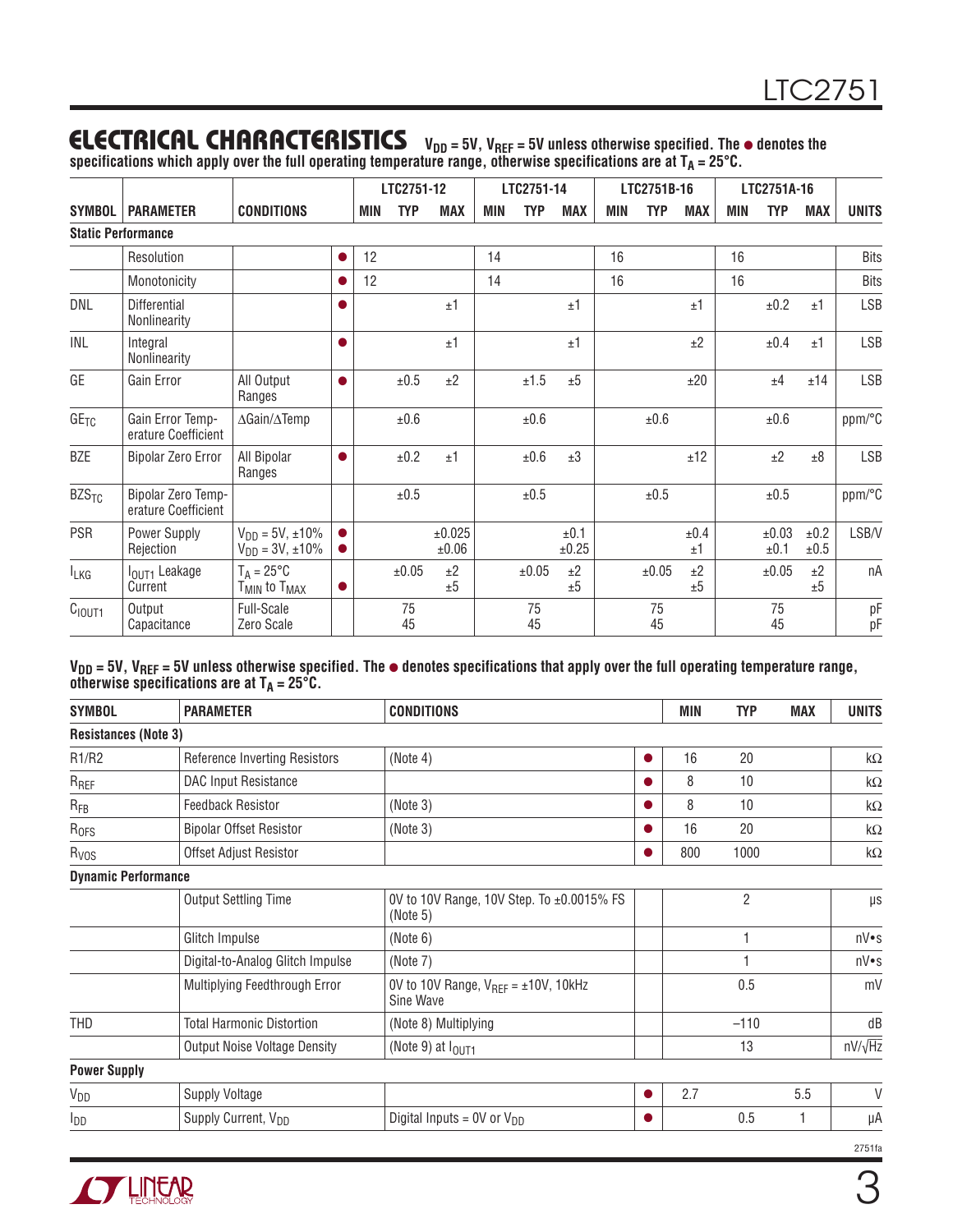## ELECTRICAL CHARACTERISTICS

$V_{DD}$ = 5V, $V_{REF}$ = 5V unless otherwise specified. The ● denotes the specifications which apply over the full operating temperature range, otherwise specifications are at $T_A$ = 25°C.

| SYMBOL | PARAMETER | CONDITIONS | | LTC2751-12 MIN | LTC2751-12 TYP | LTC2751-12 MAX | LTC2751-14 MIN | LTC2751-14 TYP | LTC2751-14 MAX | LTC2751B-16 MIN | LTC2751B-16 TYP | LTC2751B-16 MAX | LTC2751A-16 MIN | LTC2751A-16 TYP | LTC2751A-16 MAX | UNITS |
|---|---|---|---|---|---|---|---|---|---|---|---|---|---|---|---|---|
| **Static Performance** | | | | | | | | | | | | | | | | |
| | Resolution | | ● | 12 | | | 14 | | | 16 | | | 16 | | | Bits |
| | Monotonicity | | ● | 12 | | | 14 | | | 16 | | | 16 | | | Bits |
| DNL | Differential Nonlinearity | | ● | | | ±1 | | | ±1 | | | ±1 | | ±0.2 | ±1 | LSB |
| INL | Integral Nonlinearity | | ● | | | ±1 | | | ±1 | | | ±2 | | ±0.4 | ±1 | LSB |
| GE | Gain Error | All Output Ranges | ● | | ±0.5 | ±2 | | ±1.5 | ±5 | | | ±20 | | ±4 | ±14 | LSB |
| $GE_{TC}$ | Gain Error Temperature Coefficient | ΔGain/ΔTemp | | | ±0.6 | | | ±0.6 | | | ±0.6 | | | ±0.6 | | ppm/°C |
| BZE | Bipolar Zero Error | All Bipolar Ranges | ● | | ±0.2 | ±1 | | ±0.6 | ±3 | | | ±12 | | ±2 | ±8 | LSB |
| $BZS_{TC}$ | Bipolar Zero Temperature Coefficient | | | | ±0.5 | | | ±0.5 | | | ±0.5 | | | ±0.5 | | ppm/°C |
| PSR | Power Supply Rejection | $V_{DD}$ = 5V, ±10%<br>$V_{DD}$ = 3V, ±10% | ●<br>● | | | ±0.025<br>±0.06 | | | ±0.1<br>±0.25 | | | ±0.4<br>±1 | | ±0.03<br>±0.1 | ±0.2<br>±0.5 | LSB/V |
| $I_{LKG}$ | $I_{OUT1}$ Leakage Current | $T_A$ = 25°C<br>$T_{MIN}$ to $T_{MAX}$ | <br>● | | ±0.05 | ±2<br>±5 | | ±0.05 | ±2<br>±5 | | ±0.05 | ±2<br>±5 | | ±0.05 | ±2<br>±5 | nA |
| $C_{IOUT1}$ | Output Capacitance | Full-Scale<br>Zero Scale | | | 75<br>45 | | | 75<br>45 | | | 75<br>45 | | | 75<br>45 | | pF<br>pF |

$V_{DD}$ = 5V, $V_{REF}$ = 5V unless otherwise specified. The ● denotes specifications that apply over the full operating temperature range, otherwise specifications are at $T_A$ = 25°C.

| SYMBOL | PARAMETER | CONDITIONS | | MIN | TYP | MAX | UNITS |
|---|---|---|---|---|---|---|---|
| **Resistances (Note 3)** | | | | | | | |
| R1/R2 | Reference Inverting Resistors | (Note 4) | ● | 16 | 20 | | kΩ |
| $R_{REF}$ | DAC Input Resistance | | ● | 8 | 10 | | kΩ |
| $R_{FB}$ | Feedback Resistor | (Note 3) | ● | 8 | 10 | | kΩ |
| $R_{OFS}$ | Bipolar Offset Resistor | (Note 3) | ● | 16 | 20 | | kΩ |
| $R_{VOS}$ | Offset Adjust Resistor | | ● | 800 | 1000 | | kΩ |
| **Dynamic Performance** | | | | | | | |
| | Output Settling Time | 0V to 10V Range, 10V Step. To ±0.0015% FS (Note 5) | | | 2 | | µs |
| | Glitch Impulse | (Note 6) | | | 1 | | nV•s |
| | Digital-to-Analog Glitch Impulse | (Note 7) | | | 1 | | nV•s |
| | Multiplying Feedthrough Error | 0V to 10V Range, $V_{REF}$ = ±10V, 10kHz Sine Wave | | | 0.5 | | mV |
| THD | Total Harmonic Distortion | (Note 8) Multiplying | | | –110 | | dB |
| | Output Noise Voltage Density | (Note 9) at $I_{OUT1}$ | | | 13 | | $nV/\sqrt{Hz}$ |
| **Power Supply** | | | | | | | |
| $V_{DD}$ | Supply Voltage | | ● | 2.7 | | 5.5 | V |
| $I_{DD}$ | Supply Current, $V_{DD}$ | Digital Inputs = 0V or $V_{DD}$ | ● | | 0.5 | 1 | µA |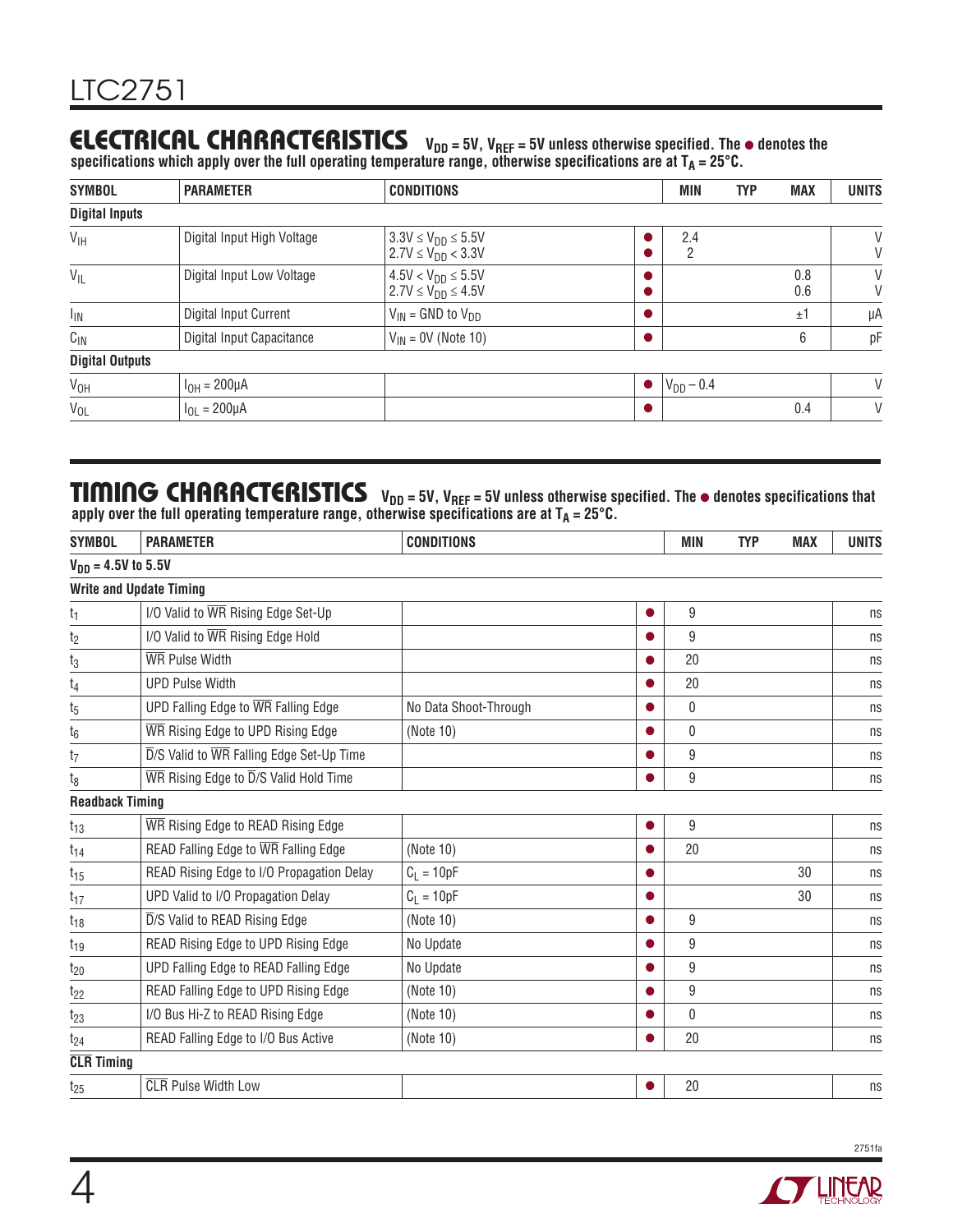## ELECTRICAL CHARACTERISTICS

$V_{DD}$ = 5V, $V_{REF}$ = 5V unless otherwise specified. The ● denotes the specifications which apply over the full operating temperature range, otherwise specifications are at $T_A$ = 25°C.

| SYMBOL | PARAMETER | CONDITIONS | | MIN | TYP | MAX | UNITS |
|---|---|---|---|---|---|---|---|
| **Digital Inputs** | | | | | | | |
| $V_{IH}$ | Digital Input High Voltage | $3.3V \le V_{DD} \le 5.5V$<br>$2.7V \le V_{DD} < 3.3V$ | ●<br>● | 2.4<br>2 | | | V<br>V |
| $V_{IL}$ | Digital Input Low Voltage | $4.5V < V_{DD} \le 5.5V$<br>$2.7V \le V_{DD} \le 4.5V$ | ●<br>● | | | 0.8<br>0.6 | V<br>V |
| $I_{IN}$ | Digital Input Current | $V_{IN}$ = GND to $V_{DD}$ | ● | | | ±1 | μA |
| $C_{IN}$ | Digital Input Capacitance | $V_{IN}$ = 0V (Note 10) | ● | | | 6 | pF |
| **Digital Outputs** | | | | | | | |
| $V_{OH}$ | $I_{OH}$ = 200μA | | ● | $V_{DD}$ – 0.4 | | | V |
| $V_{OL}$ | $I_{OL}$ = 200μA | | ● | | | 0.4 | V |

## TIMING CHARACTERISTICS

$V_{DD}$ = 5V, $V_{REF}$ = 5V unless otherwise specified. The ● denotes specifications that apply over the full operating temperature range, otherwise specifications are at $T_A$ = 25°C.

| SYMBOL | PARAMETER | CONDITIONS | | MIN | TYP | MAX | UNITS |
|---|---|---|---|---|---|---|---|
| **$V_{DD}$ = 4.5V to 5.5V** | | | | | | | |
| **Write and Update Timing** | | | | | | | |
| $t_1$ | I/O Valid to $\overline{WR}$ Rising Edge Set-Up | | ● | 9 | | | ns |
| $t_2$ | I/O Valid to $\overline{WR}$ Rising Edge Hold | | ● | 9 | | | ns |
| $t_3$ | $\overline{WR}$ Pulse Width | | ● | 20 | | | ns |
| $t_4$ | UPD Pulse Width | | ● | 20 | | | ns |
| $t_5$ | UPD Falling Edge to $\overline{WR}$ Falling Edge | No Data Shoot-Through | ● | 0 | | | ns |
| $t_6$ | $\overline{WR}$ Rising Edge to UPD Rising Edge | (Note 10) | ● | 0 | | | ns |
| $t_7$ | $\overline{D}$/S Valid to $\overline{WR}$ Falling Edge Set-Up Time | | ● | 9 | | | ns |
| $t_8$ | $\overline{WR}$ Rising Edge to $\overline{D}$/S Valid Hold Time | | ● | 9 | | | ns |
| **Readback Timing** | | | | | | | |
| $t_{13}$ | $\overline{WR}$ Rising Edge to READ Rising Edge | | ● | 9 | | | ns |
| $t_{14}$ | READ Falling Edge to $\overline{WR}$ Falling Edge | (Note 10) | ● | 20 | | | ns |
| $t_{15}$ | READ Rising Edge to I/O Propagation Delay | $C_L$ = 10pF | ● | | | 30 | ns |
| $t_{17}$ | UPD Valid to I/O Propagation Delay | $C_L$ = 10pF | ● | | | 30 | ns |
| $t_{18}$ | $\overline{D}$/S Valid to READ Rising Edge | (Note 10) | ● | 9 | | | ns |
| $t_{19}$ | READ Rising Edge to UPD Rising Edge | No Update | ● | 9 | | | ns |
| $t_{20}$ | UPD Falling Edge to READ Falling Edge | No Update | ● | 9 | | | ns |
| $t_{22}$ | READ Falling Edge to UPD Rising Edge | (Note 10) | ● | 9 | | | ns |
| $t_{23}$ | I/O Bus Hi-Z to READ Rising Edge | (Note 10) | ● | 0 | | | ns |
| $t_{24}$ | READ Falling Edge to I/O Bus Active | (Note 10) | ● | 20 | | | ns |
| **$\overline{CLR}$ Timing** | | | | | | | |
| $t_{25}$ | $\overline{CLR}$ Pulse Width Low | | ● | 20 | | | ns |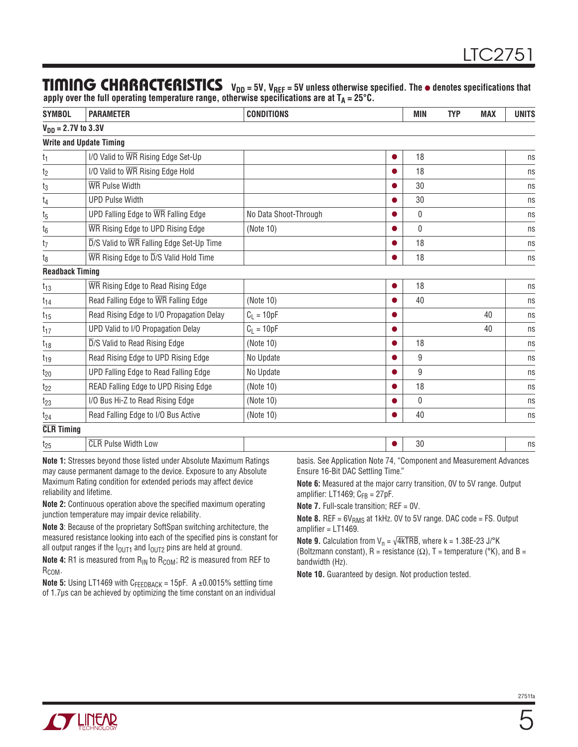## TIMING CHARACTERISTICS

**$V_{DD}$ = 5V, $V_{REF}$ = 5V unless otherwise specified. The ● denotes specifications that apply over the full operating temperature range, otherwise specifications are at $T_A$ = 25°C.**

| SYMBOL | PARAMETER | CONDITIONS | | MIN | TYP | MAX | UNITS |
|---|---|---|---|---|---|---|---|
| **$V_{DD}$ = 2.7V to 3.3V** | | | | | | | |
| **Write and Update Timing** | | | | | | | |
| $t_1$ | I/O Valid to $\overline{WR}$ Rising Edge Set-Up | | ● | 18 | | | ns |
| $t_2$ | I/O Valid to $\overline{WR}$ Rising Edge Hold | | ● | 18 | | | ns |
| $t_3$ | $\overline{WR}$ Pulse Width | | ● | 30 | | | ns |
| $t_4$ | UPD Pulse Width | | ● | 30 | | | ns |
| $t_5$ | UPD Falling Edge to $\overline{WR}$ Falling Edge | No Data Shoot-Through | ● | 0 | | | ns |
| $t_6$ | $\overline{WR}$ Rising Edge to UPD Rising Edge | (Note 10) | ● | 0 | | | ns |
| $t_7$ | $\overline{D}$/S Valid to $\overline{WR}$ Falling Edge Set-Up Time | | ● | 18 | | | ns |
| $t_8$ | $\overline{WR}$ Rising Edge to $\overline{D}$/S Valid Hold Time | | ● | 18 | | | ns |
| **Readback Timing** | | | | | | | |
| $t_{13}$ | $\overline{WR}$ Rising Edge to Read Rising Edge | | ● | 18 | | | ns |
| $t_{14}$ | Read Falling Edge to $\overline{WR}$ Falling Edge | (Note 10) | ● | 40 | | | ns |
| $t_{15}$ | Read Rising Edge to I/O Propagation Delay | $C_L$ = 10pF | ● | | | 40 | ns |
| $t_{17}$ | UPD Valid to I/O Propagation Delay | $C_L$ = 10pF | ● | | | 40 | ns |
| $t_{18}$ | $\overline{D}$/S Valid to Read Rising Edge | (Note 10) | ● | 18 | | | ns |
| $t_{19}$ | Read Rising Edge to UPD Rising Edge | No Update | ● | 9 | | | ns |
| $t_{20}$ | UPD Falling Edge to Read Falling Edge | No Update | ● | 9 | | | ns |
| $t_{22}$ | READ Falling Edge to UPD Rising Edge | (Note 10) | ● | 18 | | | ns |
| $t_{23}$ | I/O Bus Hi-Z to Read Rising Edge | (Note 10) | ● | 0 | | | ns |
| $t_{24}$ | Read Falling Edge to I/O Bus Active | (Note 10) | ● | 40 | | | ns |
| **$\overline{CLR}$ Timing** | | | | | | | |
| $t_{25}$ | $\overline{CLR}$ Pulse Width Low | | ● | 30 | | | ns |

**Note 1:** Stresses beyond those listed under Absolute Maximum Ratings may cause permanent damage to the device. Exposure to any Absolute Maximum Rating condition for extended periods may affect device reliability and lifetime.

**Note 2:** Continuous operation above the specified maximum operating junction temperature may impair device reliability.

**Note 3**: Because of the proprietary SoftSpan switching architecture, the measured resistance looking into each of the specified pins is constant for all output ranges if the $I_{OUT1}$ and $I_{OUT2}$ pins are held at ground.

**Note 4:** R1 is measured from $R_{IN}$ to $R_{COM}$; R2 is measured from REF to $R_{COM}$.

**Note 5:** Using LT1469 with $C_{FEEDBACK}$ = 15pF. A ±0.0015% settling time of 1.7μs can be achieved by optimizing the time constant on an individual basis. See Application Note 74, "Component and Measurement Advances Ensure 16-Bit DAC Settling Time."

**Note 6:** Measured at the major carry transition, 0V to 5V range. Output amplifier: LT1469; $C_{FB}$ = 27pF.

**Note 7.** Full-scale transition; REF = 0V.

**Note 8.** REF = $6V_{RMS}$ at 1kHz. 0V to 5V range. DAC code = FS. Output amplifier = LT1469.

**Note 9.** Calculation from $V_n = \sqrt{4kTRB}$, where k = 1.38E-23 J/°K (Boltzmann constant), R = resistance (Ω), T = temperature (°K), and B = bandwidth (Hz).

**Note 10.** Guaranteed by design. Not production tested.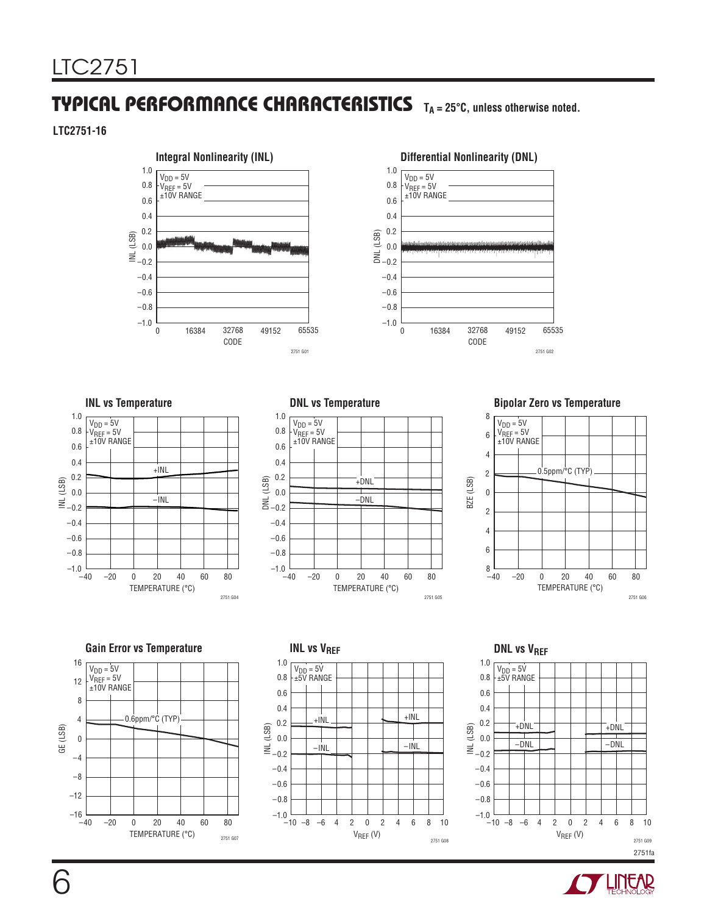## TYPICAL PERFORMANCE CHARACTERISTICS

$T_A = 25°C$, unless otherwise noted.

**LTC2751-16**

**Integral Nonlinearity (INL)**

$V_{DD} = 5V$
$V_{REF} = 5V$
±10V RANGE

INL (LSB) vs CODE

2751 G01

**Differential Nonlinearity (DNL)**

$V_{DD} = 5V$
$V_{REF} = 5V$
±10V RANGE

DNL (LSB) vs CODE

2751 G02

**INL vs Temperature**

$V_{DD} = 5V$
$V_{REF} = 5V$
±10V RANGE

+INL, –INL

INL (LSB) vs TEMPERATURE (°C)

2751 G04

**DNL vs Temperature**

$V_{DD} = 5V$
$V_{REF} = 5V$
±10V RANGE

+DNL, –DNL

DNL (LSB) vs TEMPERATURE (°C)

2751 G05

**Bipolar Zero vs Temperature**

$V_{DD} = 5V$
$V_{REF} = 5V$
±10V RANGE

0.5ppm/°C (TYP)

BZE (LSB) vs TEMPERATURE (°C)

2751 G06

**Gain Error vs Temperature**

$V_{DD} = 5V$
$V_{REF} = 5V$
±10V RANGE

0.6ppm/°C (TYP)

GE (LSB) vs TEMPERATURE (°C)

2751 G07

**INL vs $V_{REF}$**

$V_{DD} = 5V$
±5V RANGE

+INL, –INL

INL (LSB) vs $V_{REF}$ (V)

2751 G08

**DNL vs $V_{REF}$**

$V_{DD} = 5V$
±5V RANGE

+DNL, –DNL

INL (LSB) vs $V_{REF}$ (V)

2751 G09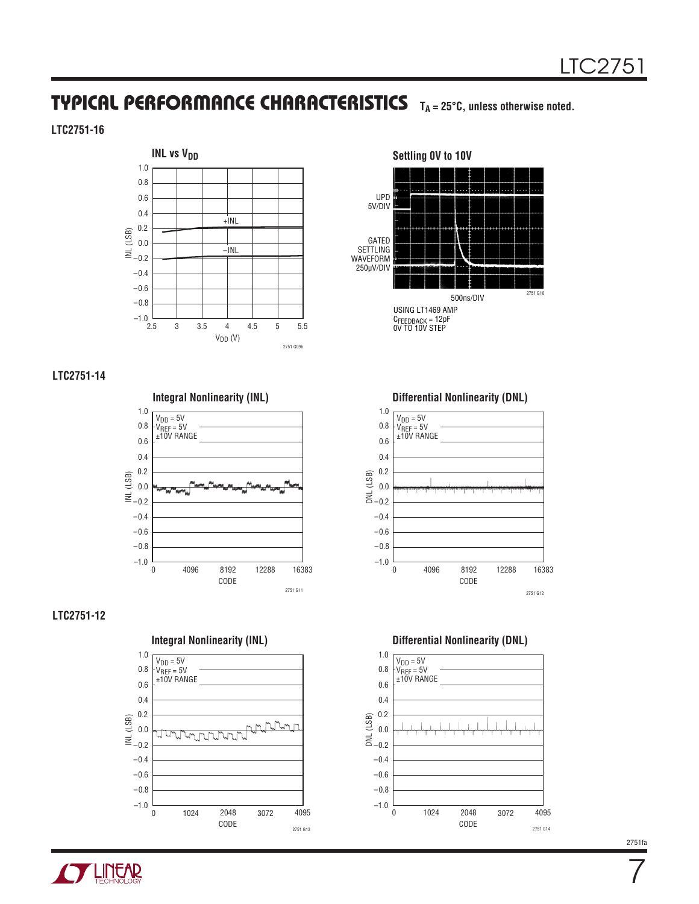## TYPICAL PERFORMANCE CHARACTERISTICS $T_A$ = 25°C, unless otherwise noted.

**LTC2751-16**

**INL vs $V_{DD}$**

INL (LSB) vs $V_{DD}$ (V); +INL, −INL

2751 G09b

**Settling 0V to 10V**

UPD 5V/DIV

GATED SETTLING WAVEFORM 250µV/DIV

500ns/DIV

USING LT1469 AMP
$C_{FEEDBACK}$ = 12pF
0V TO 10V STEP

2751 G10

**LTC2751-14**

**Integral Nonlinearity (INL)**

$V_{DD}$ = 5V
$V_{REF}$ = 5V
±10V RANGE

INL (LSB) vs CODE

2751 G11

**Differential Nonlinearity (DNL)**

$V_{DD}$ = 5V
$V_{REF}$ = 5V
±10V RANGE

DNL (LSB) vs CODE

2751 G12

**LTC2751-12**

**Integral Nonlinearity (INL)**

$V_{DD}$ = 5V
$V_{REF}$ = 5V
±10V RANGE

INL (LSB) vs CODE

2751 G13

**Differential Nonlinearity (DNL)**

$V_{DD}$ = 5V
$V_{REF}$ = 5V
±10V RANGE

DNL (LSB) vs CODE

2751 G14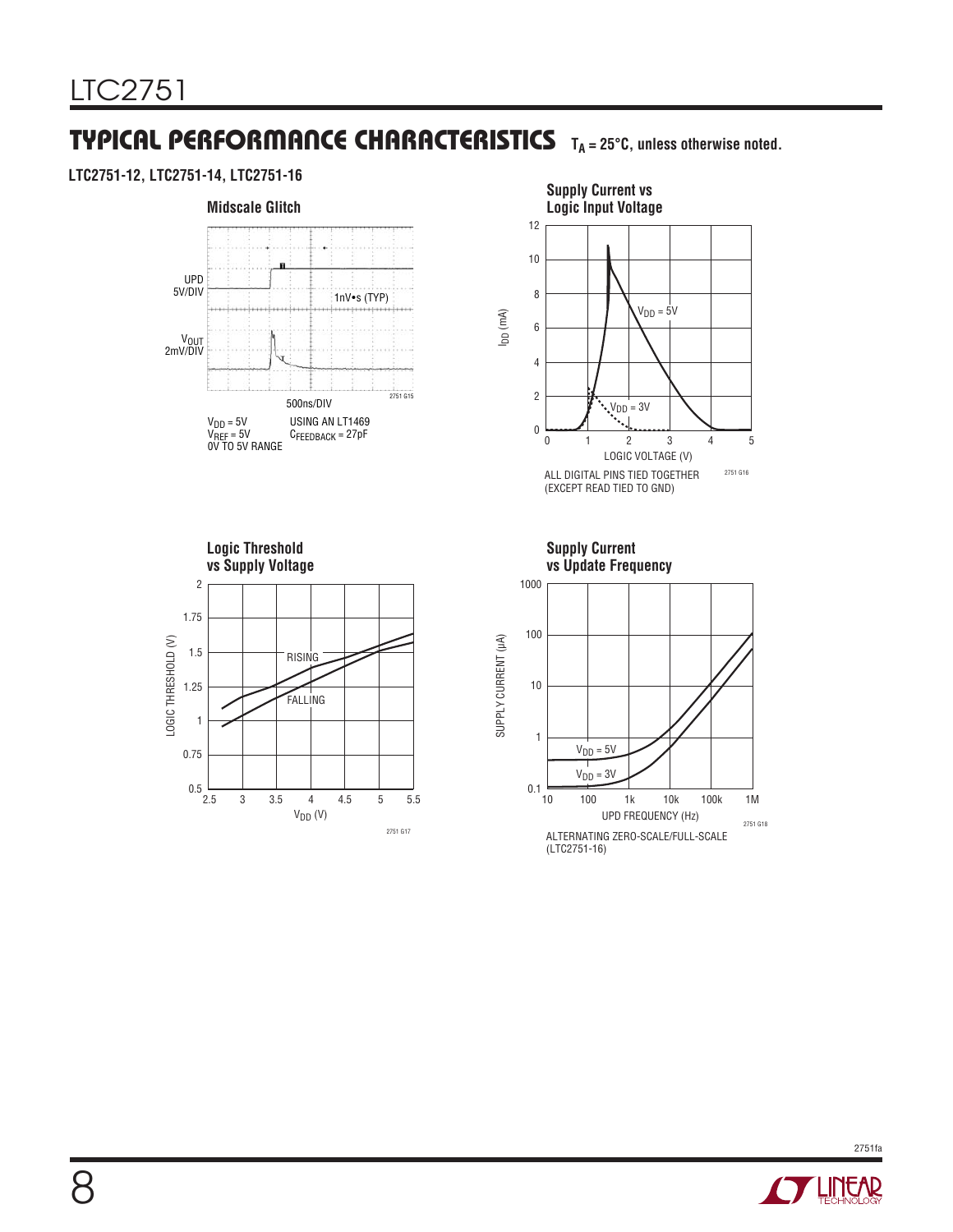## TYPICAL PERFORMANCE CHARACTERISTICS $T_A = 25°C$, unless otherwise noted.

**LTC2751-12, LTC2751-14, LTC2751-16**

**Midscale Glitch**

UPD 5V/DIV

$V_{OUT}$ 2mV/DIV

1nV•s (TYP)

500ns/DIV

$V_{DD} = 5V$
$V_{REF} = 5V$
0V TO 5V RANGE

USING AN LT1469
$C_{FEEDBACK} = 27pF$

2751 G15

**Supply Current vs Logic Input Voltage**

$I_{DD}$ (mA)

$V_{DD} = 5V$

$V_{DD} = 3V$

LOGIC VOLTAGE (V)

ALL DIGITAL PINS TIED TOGETHER
(EXCEPT READ TIED TO GND)

2751 G16

**Logic Threshold vs Supply Voltage**

LOGIC THRESHOLD (V)

RISING

FALLING

$V_{DD}$ (V)

2751 G17

**Supply Current vs Update Frequency**

SUPPLY CURRENT (µA)

$V_{DD} = 5V$

$V_{DD} = 3V$

UPD FREQUENCY (Hz)

ALTERNATING ZERO-SCALE/FULL-SCALE
(LTC2751-16)

2751 G18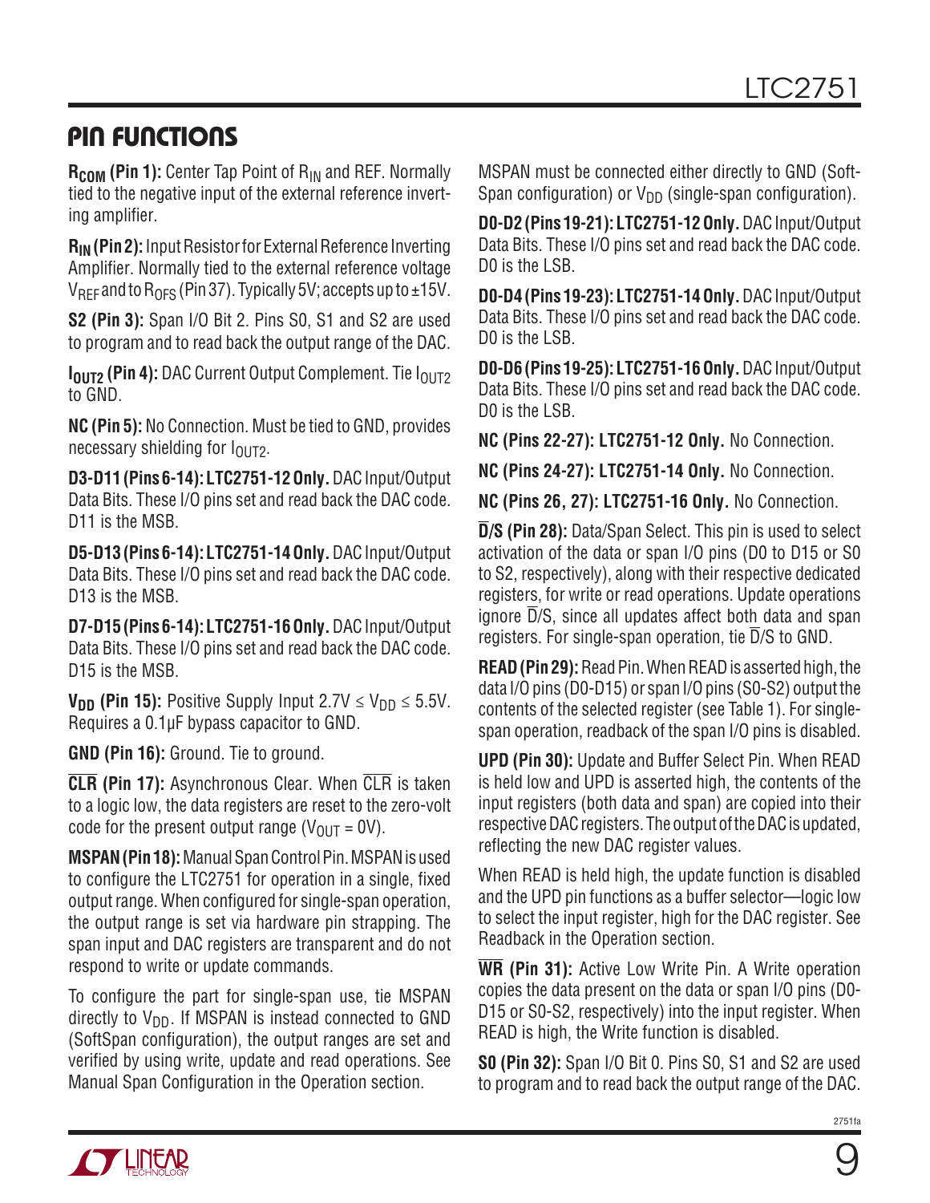## PIN FUNCTIONS

**$R_{COM}$ (Pin 1):** Center Tap Point of $R_{IN}$ and REF. Normally tied to the negative input of the external reference inverting amplifier.

**$R_{IN}$ (Pin 2):** Input Resistor for External Reference Inverting Amplifier. Normally tied to the external reference voltage $V_{REF}$ and to $R_{OFS}$ (Pin 37). Typically 5V; accepts up to ±15V.

**S2 (Pin 3):** Span I/O Bit 2. Pins S0, S1 and S2 are used to program and to read back the output range of the DAC.

**$I_{OUT2}$ (Pin 4):** DAC Current Output Complement. Tie $I_{OUT2}$ to GND.

**NC (Pin 5):** No Connection. Must be tied to GND, provides necessary shielding for $I_{OUT2}$.

**D3-D11 (Pins 6-14): LTC2751-12 Only.** DAC Input/Output Data Bits. These I/O pins set and read back the DAC code. D11 is the MSB.

**D5-D13 (Pins 6-14): LTC2751-14 Only.** DAC Input/Output Data Bits. These I/O pins set and read back the DAC code. D13 is the MSB.

**D7-D15 (Pins 6-14): LTC2751-16 Only.** DAC Input/Output Data Bits. These I/O pins set and read back the DAC code. D15 is the MSB.

**$V_{DD}$ (Pin 15):** Positive Supply Input $2.7V \leq V_{DD} \leq 5.5V$. Requires a 0.1μF bypass capacitor to GND.

**GND (Pin 16):** Ground. Tie to ground.

**$\overline{CLR}$ (Pin 17):** Asynchronous Clear. When $\overline{CLR}$ is taken to a logic low, the data registers are reset to the zero-volt code for the present output range ($V_{OUT}$ = 0V).

**MSPAN (Pin 18):** Manual Span Control Pin. MSPAN is used to configure the LTC2751 for operation in a single, fixed output range. When configured for single-span operation, the output range is set via hardware pin strapping. The span input and DAC registers are transparent and do not respond to write or update commands.

To configure the part for single-span use, tie MSPAN directly to $V_{DD}$. If MSPAN is instead connected to GND (SoftSpan configuration), the output ranges are set and verified by using write, update and read operations. See Manual Span Configuration in the Operation section.

MSPAN must be connected either directly to GND (SoftSpan configuration) or $V_{DD}$ (single-span configuration).

**D0-D2 (Pins 19-21): LTC2751-12 Only.** DAC Input/Output Data Bits. These I/O pins set and read back the DAC code. D0 is the LSB.

**D0-D4 (Pins 19-23): LTC2751-14 Only.** DAC Input/Output Data Bits. These I/O pins set and read back the DAC code. D0 is the LSB.

**D0-D6 (Pins 19-25): LTC2751-16 Only.** DAC Input/Output Data Bits. These I/O pins set and read back the DAC code. D0 is the LSB.

**NC (Pins 22-27): LTC2751-12 Only.** No Connection.

**NC (Pins 24-27): LTC2751-14 Only.** No Connection.

**NC (Pins 26, 27): LTC2751-16 Only.** No Connection.

**$\overline{D}$/S (Pin 28):** Data/Span Select. This pin is used to select activation of the data or span I/O pins (D0 to D15 or S0 to S2, respectively), along with their respective dedicated registers, for write or read operations. Update operations ignore $\overline{D}$/S, since all updates affect both data and span registers. For single-span operation, tie $\overline{D}$/S to GND.

**READ (Pin 29):** Read Pin. When READ is asserted high, the data I/O pins (D0-D15) or span I/O pins (S0-S2) output the contents of the selected register (see Table 1). For single-span operation, readback of the span I/O pins is disabled.

**UPD (Pin 30):** Update and Buffer Select Pin. When READ is held low and UPD is asserted high, the contents of the input registers (both data and span) are copied into their respective DAC registers. The output of the DAC is updated, reflecting the new DAC register values.

When READ is held high, the update function is disabled and the UPD pin functions as a buffer selector—logic low to select the input register, high for the DAC register. See Readback in the Operation section.

**$\overline{WR}$ (Pin 31):** Active Low Write Pin. A Write operation copies the data present on the data or span I/O pins (D0-D15 or S0-S2, respectively) into the input register. When READ is high, the Write function is disabled.

**S0 (Pin 32):** Span I/O Bit 0. Pins S0, S1 and S2 are used to program and to read back the output range of the DAC.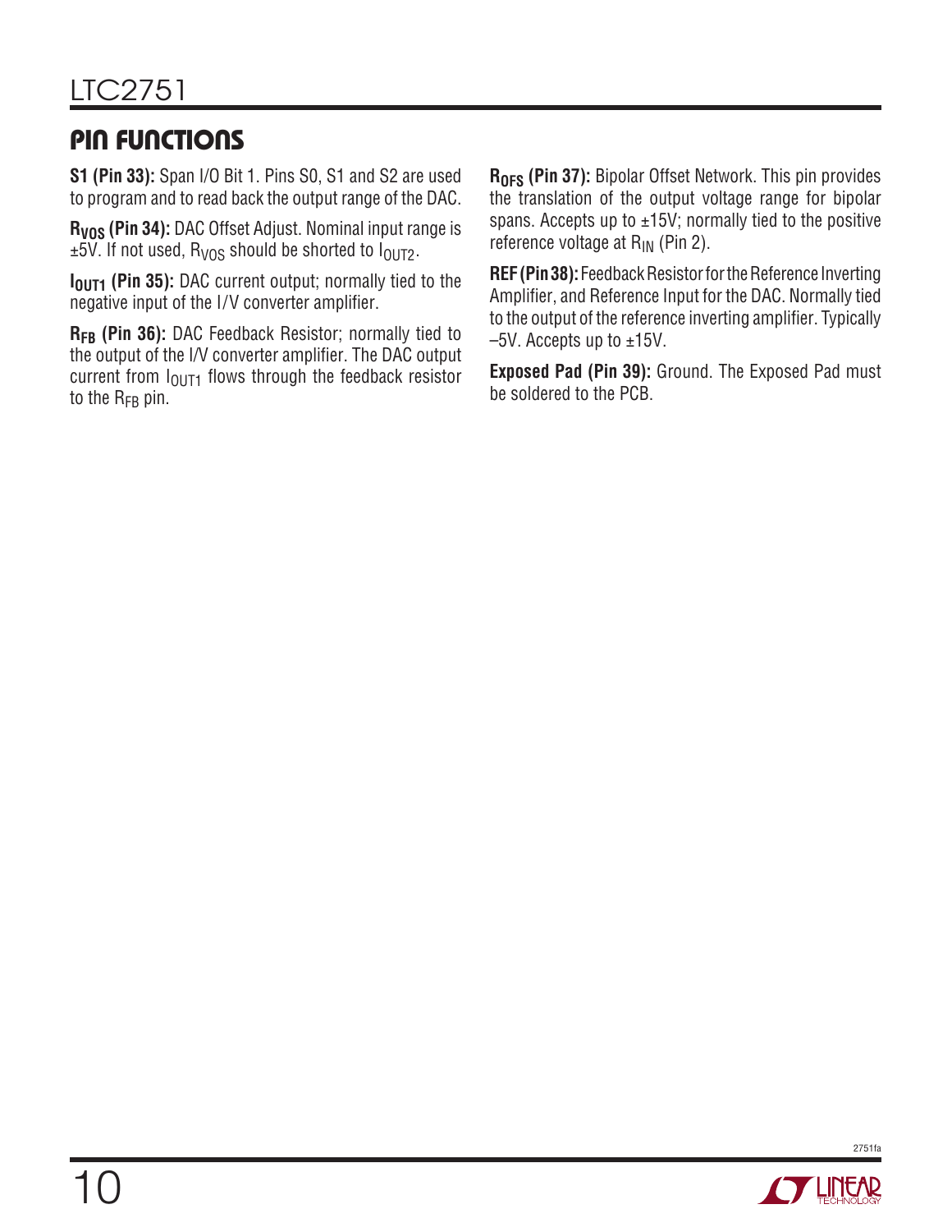## PIN FUNCTIONS

**S1 (Pin 33):** Span I/O Bit 1. Pins S0, S1 and S2 are used to program and to read back the output range of the DAC.

**$R_{VOS}$ (Pin 34):** DAC Offset Adjust. Nominal input range is ±5V. If not used, $R_{VOS}$ should be shorted to $I_{OUT2}$.

**$I_{OUT1}$ (Pin 35):** DAC current output; normally tied to the negative input of the I/V converter amplifier.

**$R_{FB}$ (Pin 36):** DAC Feedback Resistor; normally tied to the output of the I/V converter amplifier. The DAC output current from $I_{OUT1}$ flows through the feedback resistor to the $R_{FB}$ pin.

**$R_{OFS}$ (Pin 37):** Bipolar Offset Network. This pin provides the translation of the output voltage range for bipolar spans. Accepts up to ±15V; normally tied to the positive reference voltage at $R_{IN}$ (Pin 2).

**REF (Pin 38):** Feedback Resistor for the Reference Inverting Amplifier, and Reference Input for the DAC. Normally tied to the output of the reference inverting amplifier. Typically –5V. Accepts up to ±15V.

**Exposed Pad (Pin 39):** Ground. The Exposed Pad must be soldered to the PCB.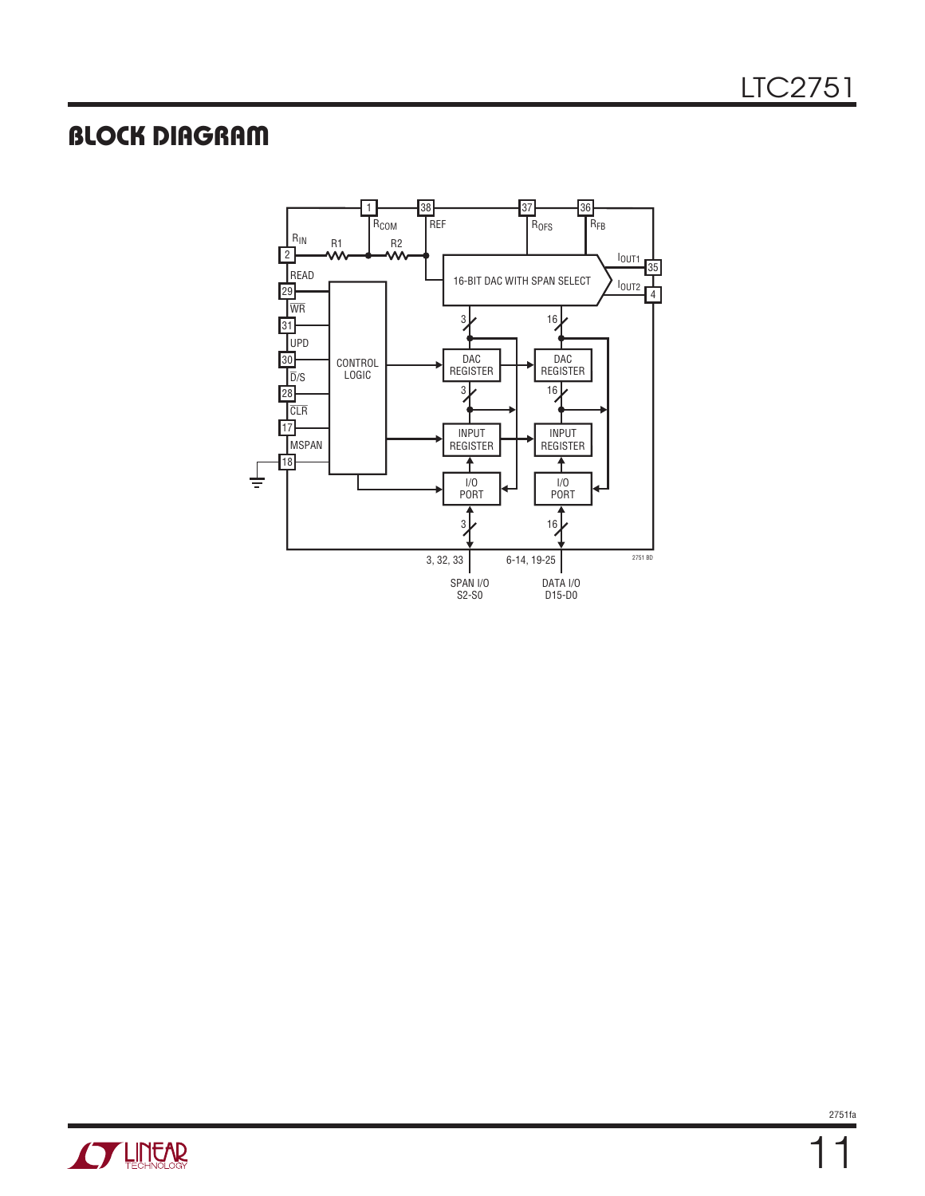## BLOCK DIAGRAM

1 $R_{COM}$ 38 REF 37 $R_{OFS}$ 36 $R_{FB}$

$R_{IN}$ 2 R1 R2

16-BIT DAC WITH SPAN SELECT

$I_{OUT1}$ 35

$I_{OUT2}$ 4

READ 29

$\overline{WR}$ 31

UPD 30

$\overline{D}$/S 28

$\overline{CLR}$ 17

MSPAN 18

CONTROL LOGIC

DAC REGISTER (3) DAC REGISTER (16)

INPUT REGISTER INPUT REGISTER

I/O PORT I/O PORT

3, 32, 33 SPAN I/O S2-S0

6-14, 19-25 DATA I/O D15-D0

2751 BD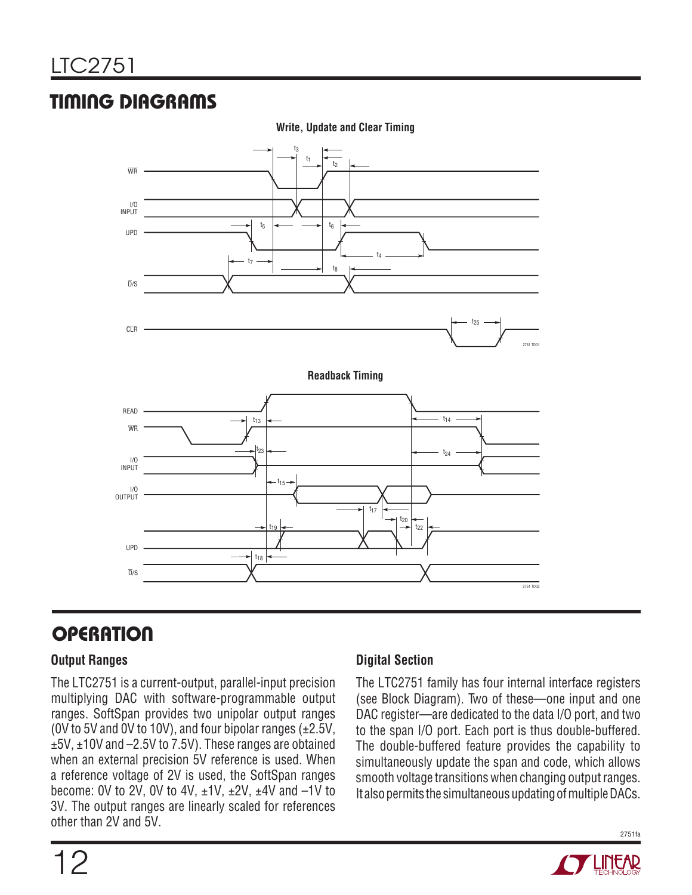## TIMING DIAGRAMS

**Write, Update and Clear Timing**

**Readback Timing**

## OPERATION

### Output Ranges

The LTC2751 is a current-output, parallel-input precision multiplying DAC with software-programmable output ranges. SoftSpan provides two unipolar output ranges (0V to 5V and 0V to 10V), and four bipolar ranges (±2.5V, ±5V, ±10V and –2.5V to 7.5V). These ranges are obtained when an external precision 5V reference is used. When a reference voltage of 2V is used, the SoftSpan ranges become: 0V to 2V, 0V to 4V, ±1V, ±2V, ±4V and –1V to 3V. The output ranges are linearly scaled for references other than 2V and 5V.

### Digital Section

The LTC2751 family has four internal interface registers (see Block Diagram). Two of these—one input and one DAC register—are dedicated to the data I/O port, and two to the span I/O port. Each port is thus double-buffered. The double-buffered feature provides the capability to simultaneously update the span and code, which allows smooth voltage transitions when changing output ranges. It also permits the simultaneous updating of multiple DACs.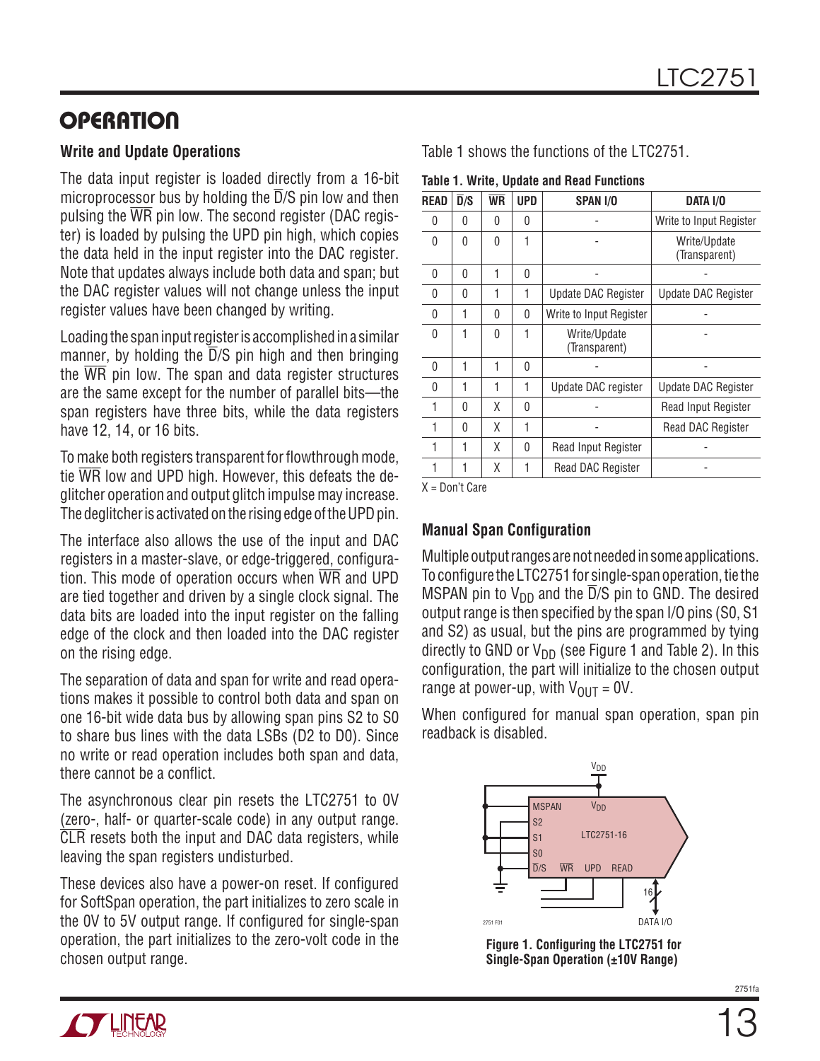## OPERATION

### Write and Update Operations

The data input register is loaded directly from a 16-bit microprocessor bus by holding the $\overline{D}$/S pin low and then pulsing the $\overline{WR}$ pin low. The second register (DAC register) is loaded by pulsing the UPD pin high, which copies the data held in the input register into the DAC register. Note that updates always include both data and span; but the DAC register values will not change unless the input register values have been changed by writing.

Loading the span input register is accomplished in a similar manner, by holding the $\overline{D}$/S pin high and then bringing the $\overline{WR}$ pin low. The span and data register structures are the same except for the number of parallel bits—the span registers have three bits, while the data registers have 12, 14, or 16 bits.

To make both registers transparent for flowthrough mode, tie $\overline{WR}$ low and UPD high. However, this defeats the deglitcher operation and output glitch impulse may increase. The deglitcher is activated on the rising edge of the UPD pin.

The interface also allows the use of the input and DAC registers in a master-slave, or edge-triggered, configuration. This mode of operation occurs when $\overline{WR}$ and UPD are tied together and driven by a single clock signal. The data bits are loaded into the input register on the falling edge of the clock and then loaded into the DAC register on the rising edge.

The separation of data and span for write and read operations makes it possible to control both data and span on one 16-bit wide data bus by allowing span pins S2 to S0 to share bus lines with the data LSBs (D2 to D0). Since no write or read operation includes both span and data, there cannot be a conflict.

The asynchronous clear pin resets the LTC2751 to 0V (zero-, half- or quarter-scale code) in any output range. $\overline{CLR}$ resets both the input and DAC data registers, while leaving the span registers undisturbed.

These devices also have a power-on reset. If configured for SoftSpan operation, the part initializes to zero scale in the 0V to 5V output range. If configured for single-span operation, the part initializes to the zero-volt code in the chosen output range.

Table 1 shows the functions of the LTC2751.

**Table 1. Write, Update and Read Functions**

| READ | $\overline{D}$/S | $\overline{WR}$ | UPD | SPAN I/O | DATA I/O |
|---|---|---|---|---|---|
| 0 | 0 | 0 | 0 | - | Write to Input Register |
| 0 | 0 | 0 | 1 | - | Write/Update (Transparent) |
| 0 | 0 | 1 | 0 | - | - |
| 0 | 0 | 1 | 1 | Update DAC Register | Update DAC Register |
| 0 | 1 | 0 | 0 | Write to Input Register | - |
| 0 | 1 | 0 | 1 | Write/Update (Transparent) | - |
| 0 | 1 | 1 | 0 | - | - |
| 0 | 1 | 1 | 1 | Update DAC register | Update DAC Register |
| 1 | 0 | X | 0 | - | Read Input Register |
| 1 | 0 | X | 1 | - | Read DAC Register |
| 1 | 1 | X | 0 | Read Input Register | - |
| 1 | 1 | X | 1 | Read DAC Register | - |

X = Don't Care

### Manual Span Configuration

Multiple output ranges are not needed in some applications. To configure the LTC2751 for single-span operation, tie the MSPAN pin to $V_{DD}$ and the $\overline{D}$/S pin to GND. The desired output range is then specified by the span I/O pins (S0, S1 and S2) as usual, but the pins are programmed by tying directly to GND or $V_{DD}$ (see Figure 1 and Table 2). In this configuration, the part will initialize to the chosen output range at power-up, with $V_{OUT}$ = 0V.

When configured for manual span operation, span pin readback is disabled.

**Figure 1. Configuring the LTC2751 for Single-Span Operation (±10V Range)**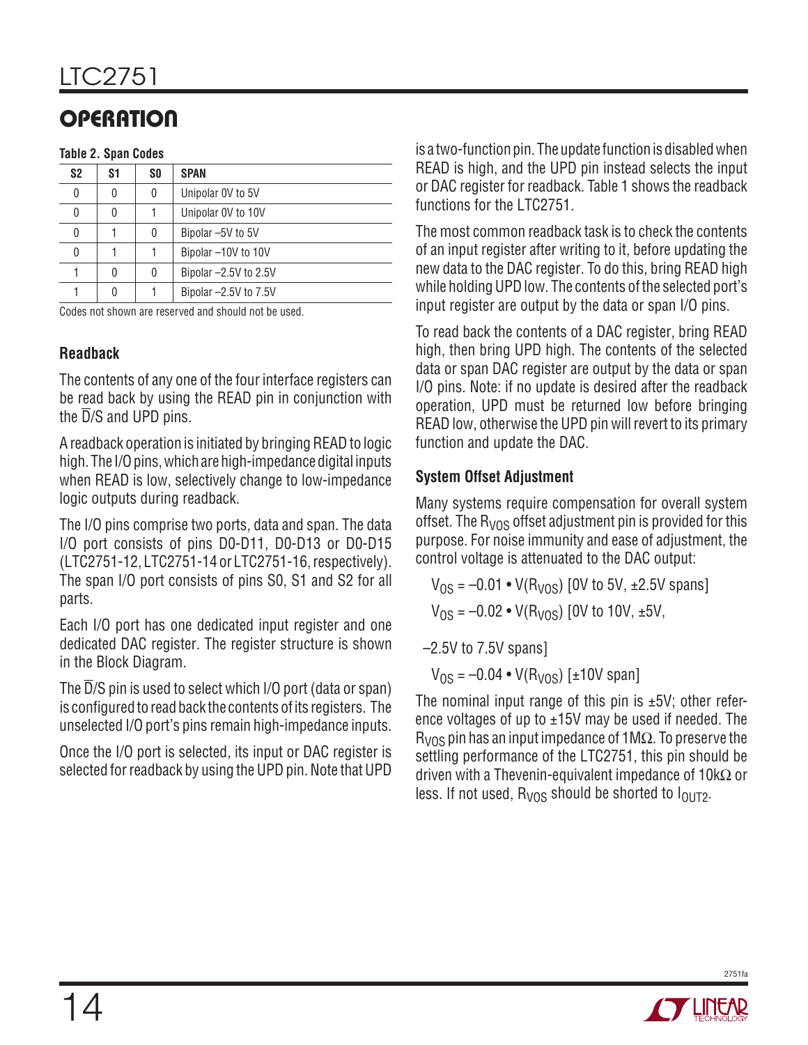## OPERATION

**Table 2. Span Codes**

| S2 | S1 | S0 | SPAN |
|---|---|---|---|
| 0 | 0 | 0 | Unipolar 0V to 5V |
| 0 | 0 | 1 | Unipolar 0V to 10V |
| 0 | 1 | 0 | Bipolar –5V to 5V |
| 0 | 1 | 1 | Bipolar –10V to 10V |
| 1 | 0 | 0 | Bipolar –2.5V to 2.5V |
| 1 | 0 | 1 | Bipolar –2.5V to 7.5V |

Codes not shown are reserved and should not be used.

### Readback

The contents of any one of the four interface registers can be read back by using the READ pin in conjunction with the $\overline{D}$/S and UPD pins.

A readback operation is initiated by bringing READ to logic high. The I/O pins, which are high-impedance digital inputs when READ is low, selectively change to low-impedance logic outputs during readback.

The I/O pins comprise two ports, data and span. The data I/O port consists of pins D0-D11, D0-D13 or D0-D15 (LTC2751-12, LTC2751-14 or LTC2751-16, respectively). The span I/O port consists of pins S0, S1 and S2 for all parts.

Each I/O port has one dedicated input register and one dedicated DAC register. The register structure is shown in the Block Diagram.

The $\overline{D}$/S pin is used to select which I/O port (data or span) is configured to read back the contents of its registers. The unselected I/O port's pins remain high-impedance inputs.

Once the I/O port is selected, its input or DAC register is selected for readback by using the UPD pin. Note that UPD is a two-function pin. The update function is disabled when READ is high, and the UPD pin instead selects the input or DAC register for readback. Table 1 shows the readback functions for the LTC2751.

The most common readback task is to check the contents of an input register after writing to it, before updating the new data to the DAC register. To do this, bring READ high while holding UPD low. The contents of the selected port's input register are output by the data or span I/O pins.

To read back the contents of a DAC register, bring READ high, then bring UPD high. The contents of the selected data or span DAC register are output by the data or span I/O pins. Note: if no update is desired after the readback operation, UPD must be returned low before bringing READ low, otherwise the UPD pin will revert to its primary function and update the DAC.

### System Offset Adjustment

Many systems require compensation for overall system offset. The $R_{VOS}$ offset adjustment pin is provided for this purpose. For noise immunity and ease of adjustment, the control voltage is attenuated to the DAC output:

$V_{OS} = -0.01 \bullet V(R_{VOS})$ [0V to 5V, ±2.5V spans]

$V_{OS} = -0.02 \bullet V(R_{VOS})$ [0V to 10V, ±5V, –2.5V to 7.5V spans]

$V_{OS} = -0.04 \bullet V(R_{VOS})$ [±10V span]

The nominal input range of this pin is ±5V; other reference voltages of up to ±15V may be used if needed. The $R_{VOS}$ pin has an input impedance of 1MΩ. To preserve the settling performance of the LTC2751, this pin should be driven with a Thevenin-equivalent impedance of 10kΩ or less. If not used, $R_{VOS}$ should be shorted to $I_{OUT2}$.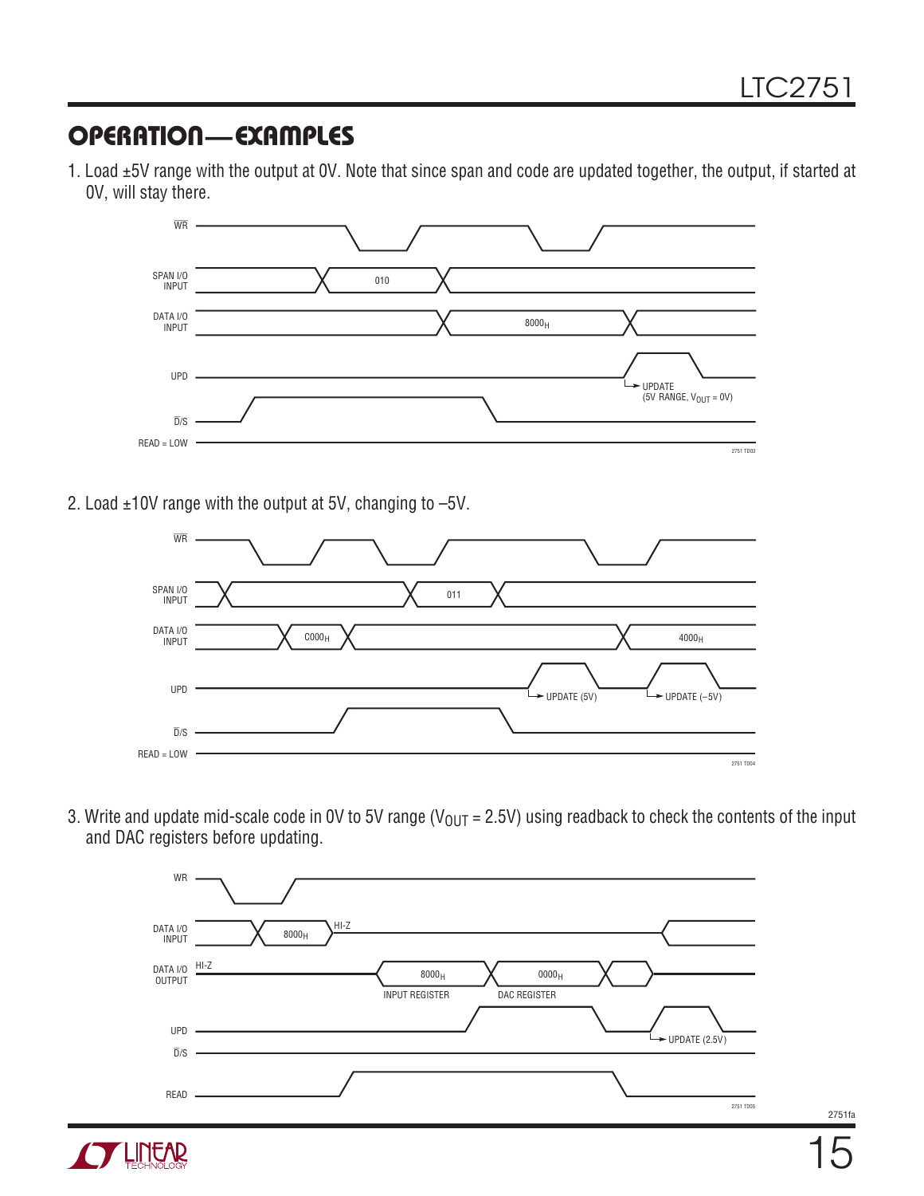## OPERATION—EXAMPLES

1. Load ±5V range with the output at 0V. Note that since span and code are updated together, the output, if started at 0V, will stay there.

WR

SPAN I/O INPUT — 010

DATA I/O INPUT — $8000_H$

UPD — UPDATE (5V RANGE, $V_{OUT}$ = 0V)

D/S

READ = LOW

2751 TD03

2. Load ±10V range with the output at 5V, changing to –5V.

WR

SPAN I/O INPUT — 011

DATA I/O INPUT — $C000_H$, $4000_H$

UPD — UPDATE (5V), UPDATE (–5V)

D/S

READ = LOW

2751 TD04

3. Write and update mid-scale code in 0V to 5V range ($V_{OUT}$ = 2.5V) using readback to check the contents of the input and DAC registers before updating.

WR

DATA I/O INPUT — $8000_H$, HI-Z

DATA I/O OUTPUT — HI-Z, $8000_H$ INPUT REGISTER, $0000_H$ DAC REGISTER

UPD — UPDATE (2.5V)

D/S

READ

2751 TD05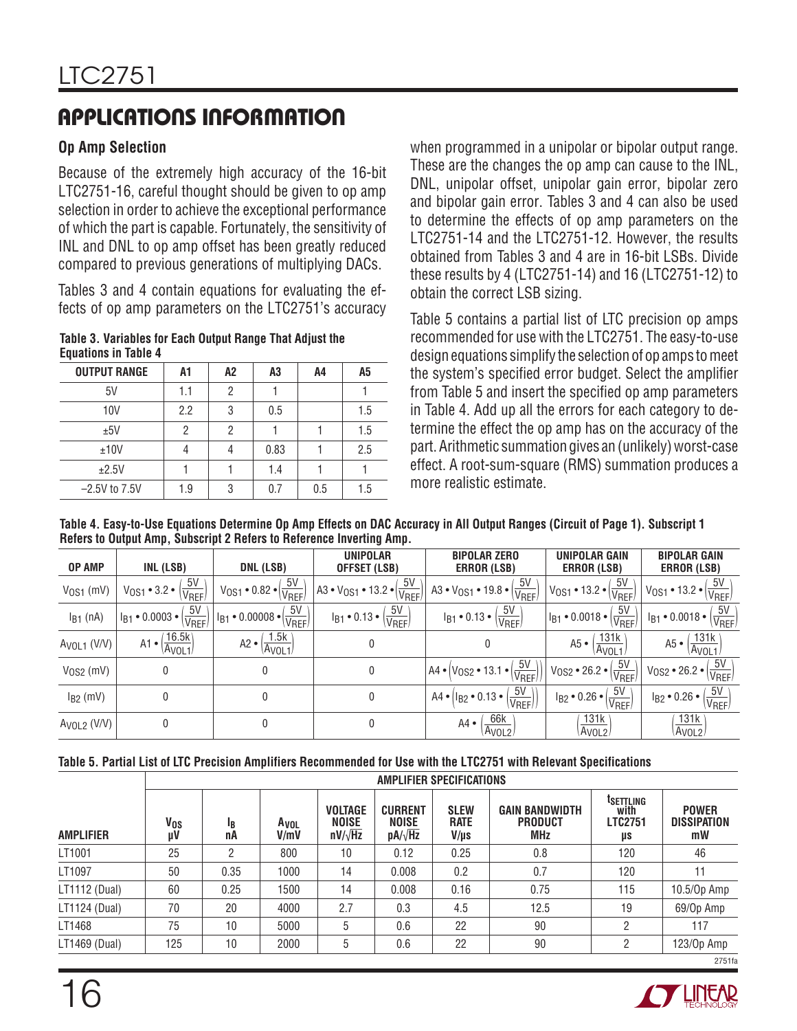## APPLICATIONS INFORMATION

### Op Amp Selection

Because of the extremely high accuracy of the 16-bit LTC2751-16, careful thought should be given to op amp selection in order to achieve the exceptional performance of which the part is capable. Fortunately, the sensitivity of INL and DNL to op amp offset has been greatly reduced compared to previous generations of multiplying DACs.

Tables 3 and 4 contain equations for evaluating the effects of op amp parameters on the LTC2751's accuracy when programmed in a unipolar or bipolar output range. These are the changes the op amp can cause to the INL, DNL, unipolar offset, unipolar gain error, bipolar zero and bipolar gain error. Tables 3 and 4 can also be used to determine the effects of op amp parameters on the LTC2751-14 and the LTC2751-12. However, the results obtained from Tables 3 and 4 are in 16-bit LSBs. Divide these results by 4 (LTC2751-14) and 16 (LTC2751-12) to obtain the correct LSB sizing.

**Table 3. Variables for Each Output Range That Adjust the Equations in Table 4**

| OUTPUT RANGE | A1 | A2 | A3 | A4 | A5 |
|---|---|---|---|---|---|
| 5V | 1.1 | 2 | 1 | | 1 |
| 10V | 2.2 | 3 | 0.5 | | 1.5 |
| ±5V | 2 | 2 | 1 | 1 | 1.5 |
| ±10V | 4 | 4 | 0.83 | 1 | 2.5 |
| ±2.5V | 1 | 1 | 1.4 | 1 | 1 |
| –2.5V to 7.5V | 1.9 | 3 | 0.7 | 0.5 | 1.5 |

Table 5 contains a partial list of LTC precision op amps recommended for use with the LTC2751. The easy-to-use design equations simplify the selection of op amps to meet the system's specified error budget. Select the amplifier from Table 5 and insert the specified op amp parameters in Table 4. Add up all the errors for each category to determine the effect the op amp has on the accuracy of the part. Arithmetic summation gives an (unlikely) worst-case effect. A root-sum-square (RMS) summation produces a more realistic estimate.

**Table 4. Easy-to-Use Equations Determine Op Amp Effects on DAC Accuracy in All Output Ranges (Circuit of Page 1). Subscript 1 Refers to Output Amp, Subscript 2 Refers to Reference Inverting Amp.**

| OP AMP | INL (LSB) | DNL (LSB) | UNIPOLAR OFFSET (LSB) | BIPOLAR ZERO ERROR (LSB) | UNIPOLAR GAIN ERROR (LSB) | BIPOLAR GAIN ERROR (LSB) |
|---|---|---|---|---|---|---|
| $V_{OS1}$ (mV) | $V_{OS1} \cdot 3.2 \cdot \left(\frac{5V}{V_{REF}}\right)$ | $V_{OS1} \cdot 0.82 \cdot \left(\frac{5V}{V_{REF}}\right)$ | $A3 \cdot V_{OS1} \cdot 13.2 \cdot \left(\frac{5V}{V_{REF}}\right)$ | $A3 \cdot V_{OS1} \cdot 19.8 \cdot \left(\frac{5V}{V_{REF}}\right)$ | $V_{OS1} \cdot 13.2 \cdot \left(\frac{5V}{V_{REF}}\right)$ | $V_{OS1} \cdot 13.2 \cdot \left(\frac{5V}{V_{REF}}\right)$ |
| $I_{B1}$ (nA) | $I_{B1} \cdot 0.0003 \cdot \left(\frac{5V}{V_{REF}}\right)$ | $I_{B1} \cdot 0.00008 \cdot \left(\frac{5V}{V_{REF}}\right)$ | $I_{B1} \cdot 0.13 \cdot \left(\frac{5V}{V_{REF}}\right)$ | $I_{B1} \cdot 0.13 \cdot \left(\frac{5V}{V_{REF}}\right)$ | $I_{B1} \cdot 0.0018 \cdot \left(\frac{5V}{V_{REF}}\right)$ | $I_{B1} \cdot 0.0018 \cdot \left(\frac{5V}{V_{REF}}\right)$ |
| $A_{VOL1}$ (V/V) | $A1 \cdot \left(\frac{16.5k}{A_{VOL1}}\right)$ | $A2 \cdot \left(\frac{1.5k}{A_{VOL1}}\right)$ | 0 | 0 | $A5 \cdot \left(\frac{131k}{A_{VOL1}}\right)$ | $A5 \cdot \left(\frac{131k}{A_{VOL1}}\right)$ |
| $V_{OS2}$ (mV) | 0 | 0 | 0 | $A4 \cdot \left(V_{OS2} \cdot 13.1 \cdot \left(\frac{5V}{V_{REF}}\right)\right)$ | $V_{OS2} \cdot 26.2 \cdot \left(\frac{5V}{V_{REF}}\right)$ | $V_{OS2} \cdot 26.2 \cdot \left(\frac{5V}{V_{REF}}\right)$ |
| $I_{B2}$ (mV) | 0 | 0 | 0 | $A4 \cdot \left(I_{B2} \cdot 0.13 \cdot \left(\frac{5V}{V_{REF}}\right)\right)$ | $I_{B2} \cdot 0.26 \cdot \left(\frac{5V}{V_{REF}}\right)$ | $I_{B2} \cdot 0.26 \cdot \left(\frac{5V}{V_{REF}}\right)$ |
| $A_{VOL2}$ (V/V) | 0 | 0 | 0 | $A4 \cdot \left(\frac{66k}{A_{VOL2}}\right)$ | $\left(\frac{131k}{A_{VOL2}}\right)$ | $\left(\frac{131k}{A_{VOL2}}\right)$ |

**Table 5. Partial List of LTC Precision Amplifiers Recommended for Use with the LTC2751 with Relevant Specifications**

| | AMPLIFIER SPECIFICATIONS | | | | | | | | |
|---|---|---|---|---|---|---|---|---|---|
| AMPLIFIER | $V_{OS}$ µV | $I_B$ nA | $A_{VOL}$ V/mV | VOLTAGE NOISE nV/√Hz | CURRENT NOISE pA/√Hz | SLEW RATE V/µs | GAIN BANDWIDTH PRODUCT MHz | $t_{SETTLING}$ with LTC2751 µs | POWER DISSIPATION mW |
| LT1001 | 25 | 2 | 800 | 10 | 0.12 | 0.25 | 0.8 | 120 | 46 |
| LT1097 | 50 | 0.35 | 1000 | 14 | 0.008 | 0.2 | 0.7 | 120 | 11 |
| LT1112 (Dual) | 60 | 0.25 | 1500 | 14 | 0.008 | 0.16 | 0.75 | 115 | 10.5/Op Amp |
| LT1124 (Dual) | 70 | 20 | 4000 | 2.7 | 0.3 | 4.5 | 12.5 | 19 | 69/Op Amp |
| LT1468 | 75 | 10 | 5000 | 5 | 0.6 | 22 | 90 | 2 | 117 |
| LT1469 (Dual) | 125 | 10 | 2000 | 5 | 0.6 | 22 | 90 | 2 | 123/Op Amp |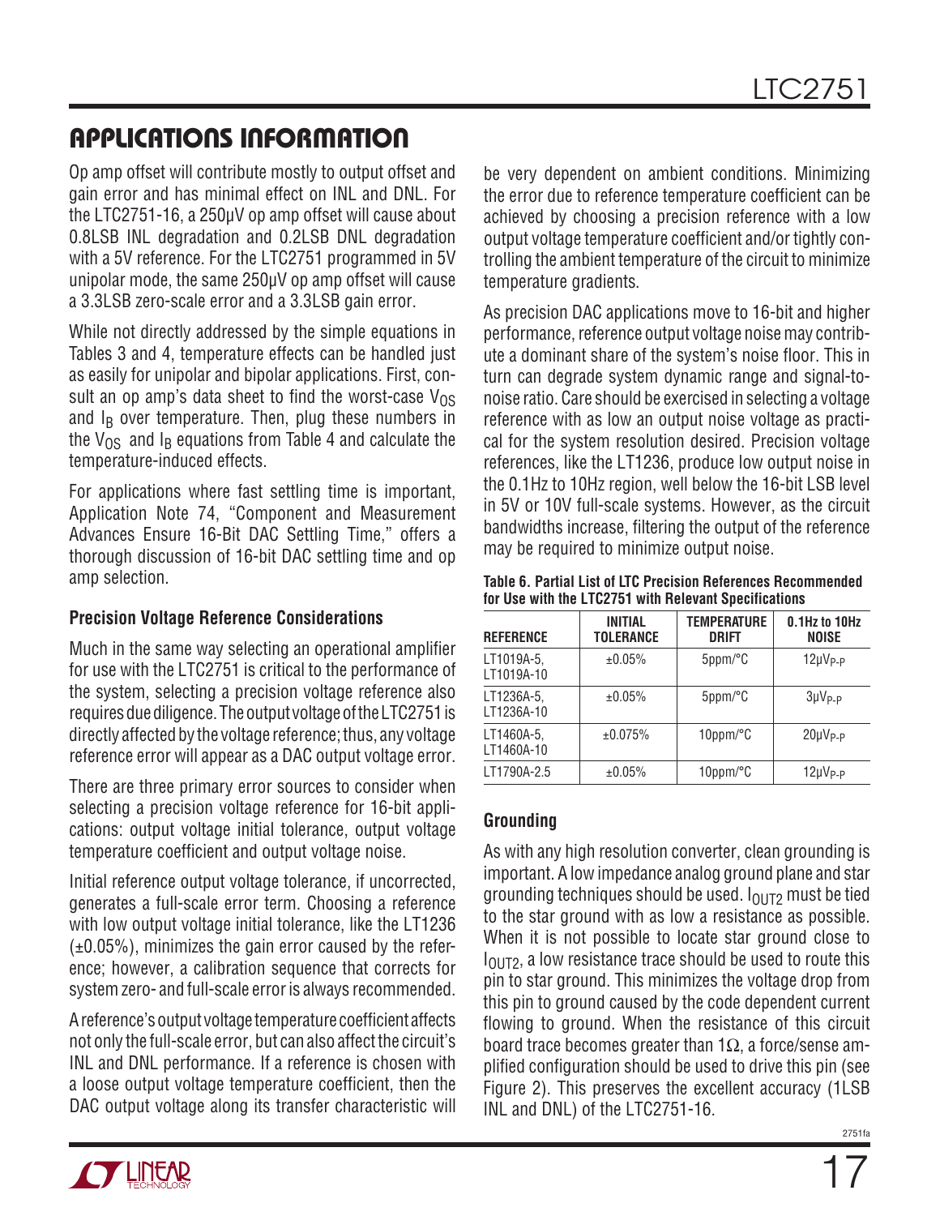## APPLICATIONS INFORMATION

Op amp offset will contribute mostly to output offset and gain error and has minimal effect on INL and DNL. For the LTC2751-16, a 250µV op amp offset will cause about 0.8LSB INL degradation and 0.2LSB DNL degradation with a 5V reference. For the LTC2751 programmed in 5V unipolar mode, the same 250µV op amp offset will cause a 3.3LSB zero-scale error and a 3.3LSB gain error.

While not directly addressed by the simple equations in Tables 3 and 4, temperature effects can be handled just as easily for unipolar and bipolar applications. First, consult an op amp's data sheet to find the worst-case $V_{OS}$ and $I_B$ over temperature. Then, plug these numbers in the $V_{OS}$ and $I_B$ equations from Table 4 and calculate the temperature-induced effects.

For applications where fast settling time is important, Application Note 74, "Component and Measurement Advances Ensure 16-Bit DAC Settling Time," offers a thorough discussion of 16-bit DAC settling time and op amp selection.

### Precision Voltage Reference Considerations

Much in the same way selecting an operational amplifier for use with the LTC2751 is critical to the performance of the system, selecting a precision voltage reference also requires due diligence. The output voltage of the LTC2751 is directly affected by the voltage reference; thus, any voltage reference error will appear as a DAC output voltage error.

There are three primary error sources to consider when selecting a precision voltage reference for 16-bit applications: output voltage initial tolerance, output voltage temperature coefficient and output voltage noise.

Initial reference output voltage tolerance, if uncorrected, generates a full-scale error term. Choosing a reference with low output voltage initial tolerance, like the LT1236 (±0.05%), minimizes the gain error caused by the reference; however, a calibration sequence that corrects for system zero- and full-scale error is always recommended.

A reference's output voltage temperature coefficient affects not only the full-scale error, but can also affect the circuit's INL and DNL performance. If a reference is chosen with a loose output voltage temperature coefficient, then the DAC output voltage along its transfer characteristic will be very dependent on ambient conditions. Minimizing the error due to reference temperature coefficient can be achieved by choosing a precision reference with a low output voltage temperature coefficient and/or tightly controlling the ambient temperature of the circuit to minimize temperature gradients.

As precision DAC applications move to 16-bit and higher performance, reference output voltage noise may contribute a dominant share of the system's noise floor. This in turn can degrade system dynamic range and signal-to-noise ratio. Care should be exercised in selecting a voltage reference with as low an output noise voltage as practical for the system resolution desired. Precision voltage references, like the LT1236, produce low output noise in the 0.1Hz to 10Hz region, well below the 16-bit LSB level in 5V or 10V full-scale systems. However, as the circuit bandwidths increase, filtering the output of the reference may be required to minimize output noise.

**Table 6. Partial List of LTC Precision References Recommended for Use with the LTC2751 with Relevant Specifications**

| REFERENCE | INITIAL TOLERANCE | TEMPERATURE DRIFT | 0.1Hz to 10Hz NOISE |
|---|---|---|---|
| LT1019A-5, LT1019A-10 | ±0.05% | 5ppm/°C | $12\mu V_{P-P}$ |
| LT1236A-5, LT1236A-10 | ±0.05% | 5ppm/°C | $3\mu V_{P-P}$ |
| LT1460A-5, LT1460A-10 | ±0.075% | 10ppm/°C | $20\mu V_{P-P}$ |
| LT1790A-2.5 | ±0.05% | 10ppm/°C | $12\mu V_{P-P}$ |

### Grounding

As with any high resolution converter, clean grounding is important. A low impedance analog ground plane and star grounding techniques should be used. $I_{OUT2}$ must be tied to the star ground with as low a resistance as possible. When it is not possible to locate star ground close to $I_{OUT2}$, a low resistance trace should be used to route this pin to star ground. This minimizes the voltage drop from this pin to ground caused by the code dependent current flowing to ground. When the resistance of this circuit board trace becomes greater than 1Ω, a force/sense amplified configuration should be used to drive this pin (see Figure 2). This preserves the excellent accuracy (1LSB INL and DNL) of the LTC2751-16.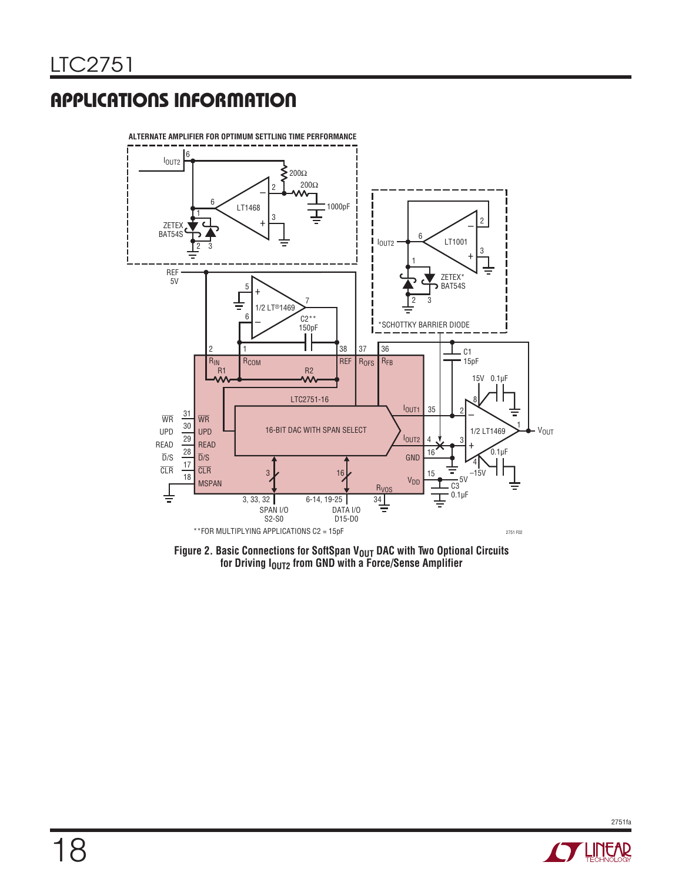## APPLICATIONS INFORMATION

Figure 2. Basic Connections for SoftSpan $V_{OUT}$ DAC with Two Optional Circuits for Driving $I_{OUT2}$ from GND with a Force/Sense Amplifier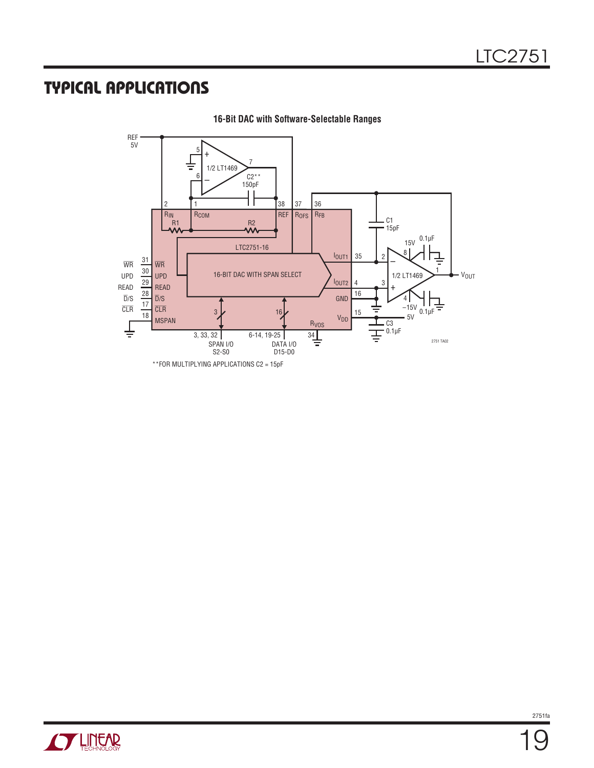# TYPICAL APPLICATIONS

**16-Bit DAC with Software-Selectable Ranges**

**FOR MULTIPLYING APPLICATIONS C2 = 15pF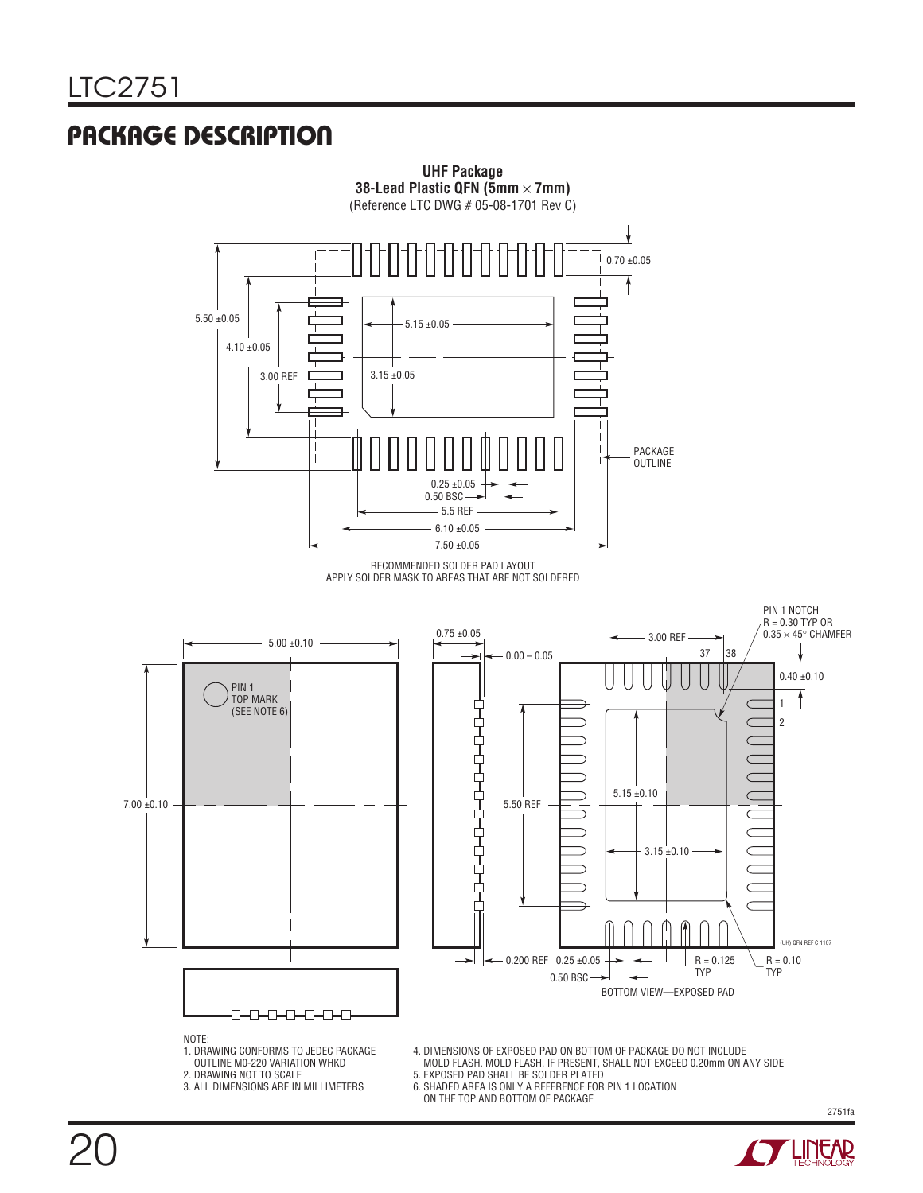## PACKAGE DESCRIPTION

**UHF Package**
**38-Lead Plastic QFN (5mm × 7mm)**
(Reference LTC DWG # 05-08-1701 Rev C)

0.70 ±0.05

5.50 ±0.05

4.10 ±0.05

3.00 REF

5.15 ±0.05

3.15 ±0.05

PACKAGE OUTLINE

0.25 ±0.05

0.50 BSC

5.5 REF

6.10 ±0.05

7.50 ±0.05

RECOMMENDED SOLDER PAD LAYOUT
APPLY SOLDER MASK TO AREAS THAT ARE NOT SOLDERED

5.00 ±0.10

7.00 ±0.10

PIN 1 TOP MARK (SEE NOTE 6)

0.75 ±0.05

0.00 – 0.05

5.50 REF

0.200 REF

3.00 REF

37 38

PIN 1 NOTCH R = 0.30 TYP OR 0.35 × 45° CHAMFER

0.40 ±0.10

1

2

5.15 ±0.10

3.15 ±0.10

0.25 ±0.05

0.50 BSC

R = 0.125 TYP

R = 0.10 TYP

(UH) QFN REF C 1107

BOTTOM VIEW—EXPOSED PAD

NOTE:
1. DRAWING CONFORMS TO JEDEC PACKAGE OUTLINE M0-220 VARIATION WHKD
2. DRAWING NOT TO SCALE
3. ALL DIMENSIONS ARE IN MILLIMETERS
4. DIMENSIONS OF EXPOSED PAD ON BOTTOM OF PACKAGE DO NOT INCLUDE MOLD FLASH. MOLD FLASH, IF PRESENT, SHALL NOT EXCEED 0.20mm ON ANY SIDE
5. EXPOSED PAD SHALL BE SOLDER PLATED
6. SHADED AREA IS ONLY A REFERENCE FOR PIN 1 LOCATION ON THE TOP AND BOTTOM OF PACKAGE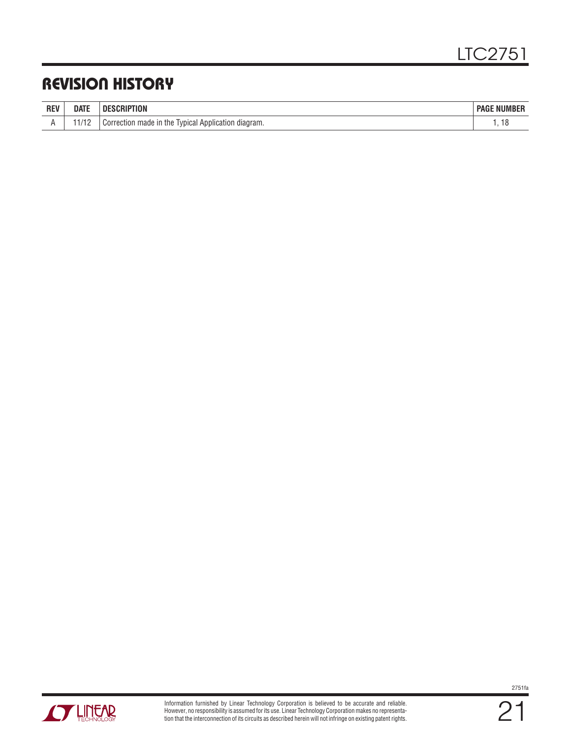## REVISION HISTORY

| REV | DATE | DESCRIPTION | PAGE NUMBER |
|---|---|---|---|
| A | 11/12 | Correction made in the Typical Application diagram. | 1, 18 |

Information furnished by Linear Technology Corporation is believed to be accurate and reliable. However, no responsibility is assumed for its use. Linear Technology Corporation makes no representation that the interconnection of its circuits as described herein will not infringe on existing patent rights.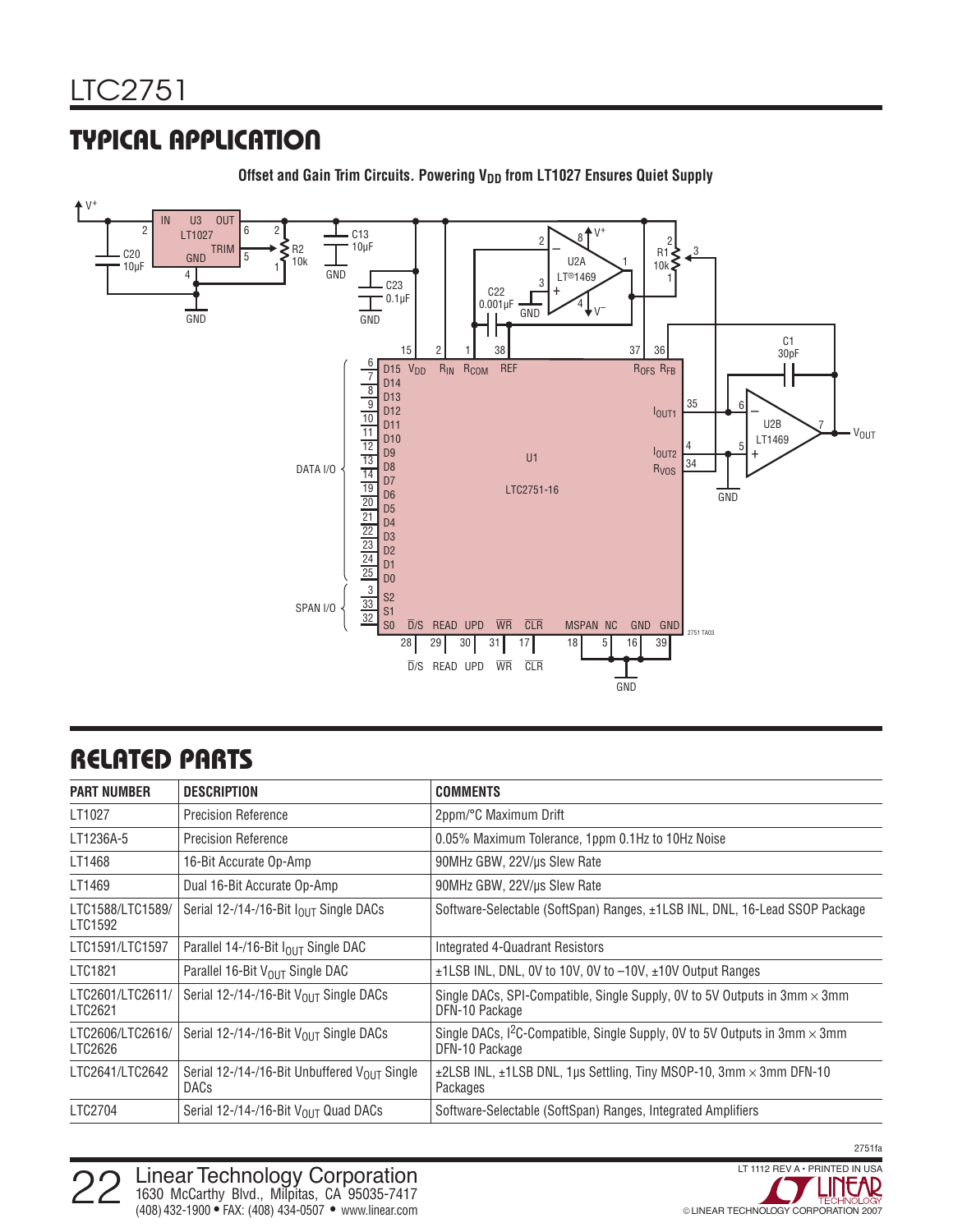## TYPICAL APPLICATION

**Offset and Gain Trim Circuits. Powering $V_{DD}$ from LT1027 Ensures Quiet Supply**

V+
U3 LT1027
IN OUT TRIM GND
2 6 5 4
C20 10µF
GND
R2 10k
C13 10µF
GND
C23 0.1µF
GND
C22 0.001µF
GND
U2A LT®1469
V+ V–
R1 10k
C1 30pF
U2B LT1469
GND
$V_{OUT}$
U1 LTC2751-16
D15 $V_{DD}$ $R_{IN}$ $R_{COM}$ REF $R_{OFS}$ $R_{FB}$
D14 D13 D12 D11 D10 D9 D8 D7 D6 D5 D4 D3 D2 D1 D0
$I_{OUT1}$ $I_{OUT2}$ $R_{VOS}$
S2 S1 S0 D/S READ UPD WR CLR MSPAN NC GND GND
DATA I/O
SPAN I/O
D/S READ UPD WR CLR
GND
2751 TA03

## RELATED PARTS

| PART NUMBER | DESCRIPTION | COMMENTS |
|---|---|---|
| LT1027 | Precision Reference | 2ppm/°C Maximum Drift |
| LT1236A-5 | Precision Reference | 0.05% Maximum Tolerance, 1ppm 0.1Hz to 10Hz Noise |
| LT1468 | 16-Bit Accurate Op-Amp | 90MHz GBW, 22V/µs Slew Rate |
| LT1469 | Dual 16-Bit Accurate Op-Amp | 90MHz GBW, 22V/µs Slew Rate |
| LTC1588/LTC1589/ LTC1592 | Serial 12-/14-/16-Bit $I_{OUT}$ Single DACs | Software-Selectable (SoftSpan) Ranges, ±1LSB INL, DNL, 16-Lead SSOP Package |
| LTC1591/LTC1597 | Parallel 14-/16-Bit $I_{OUT}$ Single DAC | Integrated 4-Quadrant Resistors |
| LTC1821 | Parallel 16-Bit $V_{OUT}$ Single DAC | ±1LSB INL, DNL, 0V to 10V, 0V to –10V, ±10V Output Ranges |
| LTC2601/LTC2611/ LTC2621 | Serial 12-/14-/16-Bit $V_{OUT}$ Single DACs | Single DACs, SPI-Compatible, Single Supply, 0V to 5V Outputs in 3mm × 3mm DFN-10 Package |
| LTC2606/LTC2616/ LTC2626 | Serial 12-/14-/16-Bit $V_{OUT}$ Single DACs | Single DACs, I²C-Compatible, Single Supply, 0V to 5V Outputs in 3mm × 3mm DFN-10 Package |
| LTC2641/LTC2642 | Serial 12-/14-/16-Bit Unbuffered $V_{OUT}$ Single DACs | ±2LSB INL, ±1LSB DNL, 1µs Settling, Tiny MSOP-10, 3mm × 3mm DFN-10 Packages |
| LTC2704 | Serial 12-/14-/16-Bit $V_{OUT}$ Quad DACs | Software-Selectable (SoftSpan) Ranges, Integrated Amplifiers |

Linear Technology Corporation
1630 McCarthy Blvd., Milpitas, CA 95035-7417
(408) 432-1900 • FAX: (408) 434-0507 • www.linear.com

LT 1112 REV A • PRINTED IN USA
© LINEAR TECHNOLOGY CORPORATION 2007